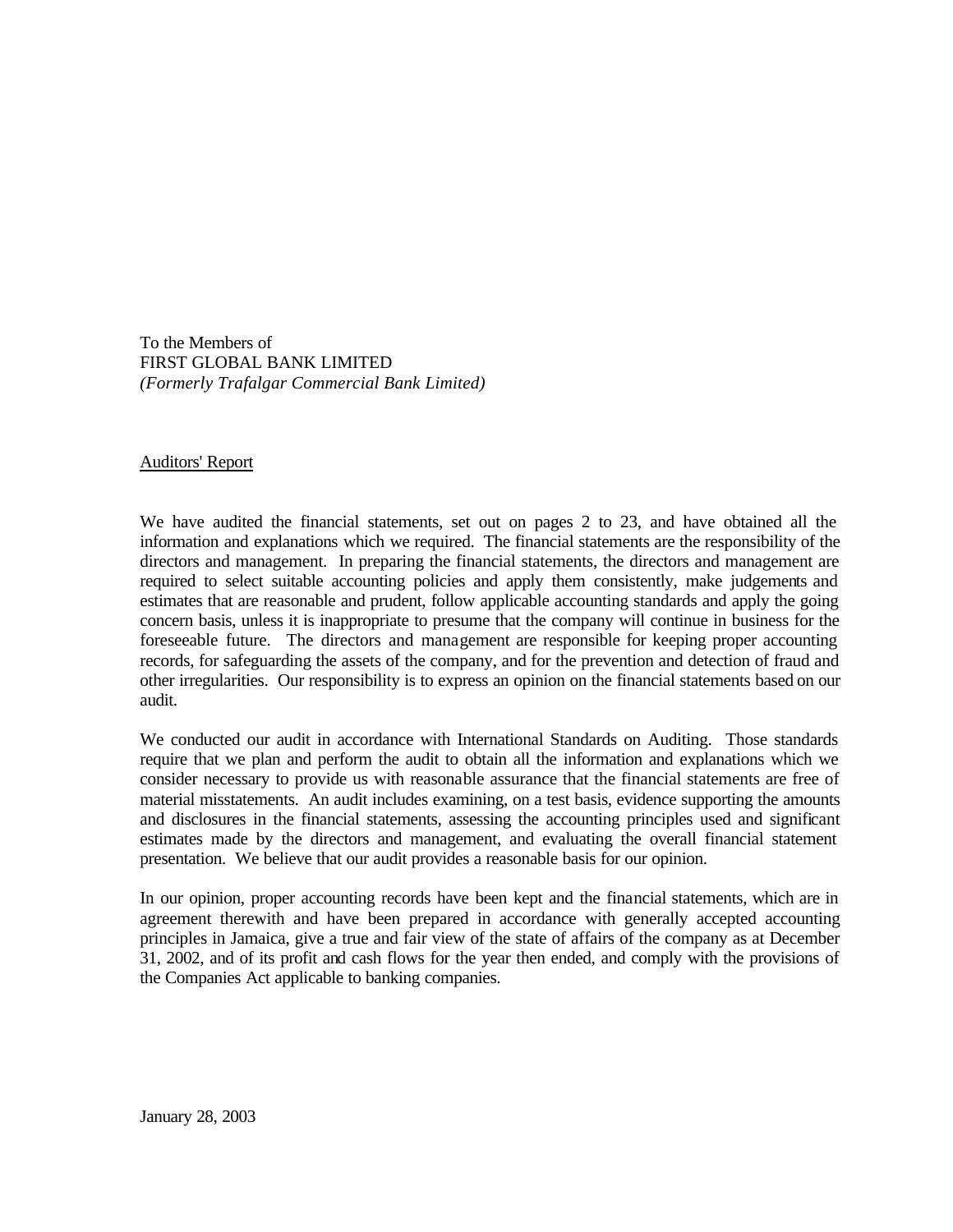To the Members of
FIRST GLOBAL BANK LIMITED
*(Formerly Trafalgar Commercial Bank Limited)*

## Auditors' Report

We have audited the financial statements, set out on pages 2 to 23, and have obtained all the information and explanations which we required. The financial statements are the responsibility of the directors and management. In preparing the financial statements, the directors and management are required to select suitable accounting policies and apply them consistently, make judgements and estimates that are reasonable and prudent, follow applicable accounting standards and apply the going concern basis, unless it is inappropriate to presume that the company will continue in business for the foreseeable future. The directors and management are responsible for keeping proper accounting records, for safeguarding the assets of the company, and for the prevention and detection of fraud and other irregularities. Our responsibility is to express an opinion on the financial statements based on our audit.

We conducted our audit in accordance with International Standards on Auditing. Those standards require that we plan and perform the audit to obtain all the information and explanations which we consider necessary to provide us with reasonable assurance that the financial statements are free of material misstatements. An audit includes examining, on a test basis, evidence supporting the amounts and disclosures in the financial statements, assessing the accounting principles used and significant estimates made by the directors and management, and evaluating the overall financial statement presentation. We believe that our audit provides a reasonable basis for our opinion.

In our opinion, proper accounting records have been kept and the financial statements, which are in agreement therewith and have been prepared in accordance with generally accepted accounting principles in Jamaica, give a true and fair view of the state of affairs of the company as at December 31, 2002, and of its profit and cash flows for the year then ended, and comply with the provisions of the Companies Act applicable to banking companies.

January 28, 2003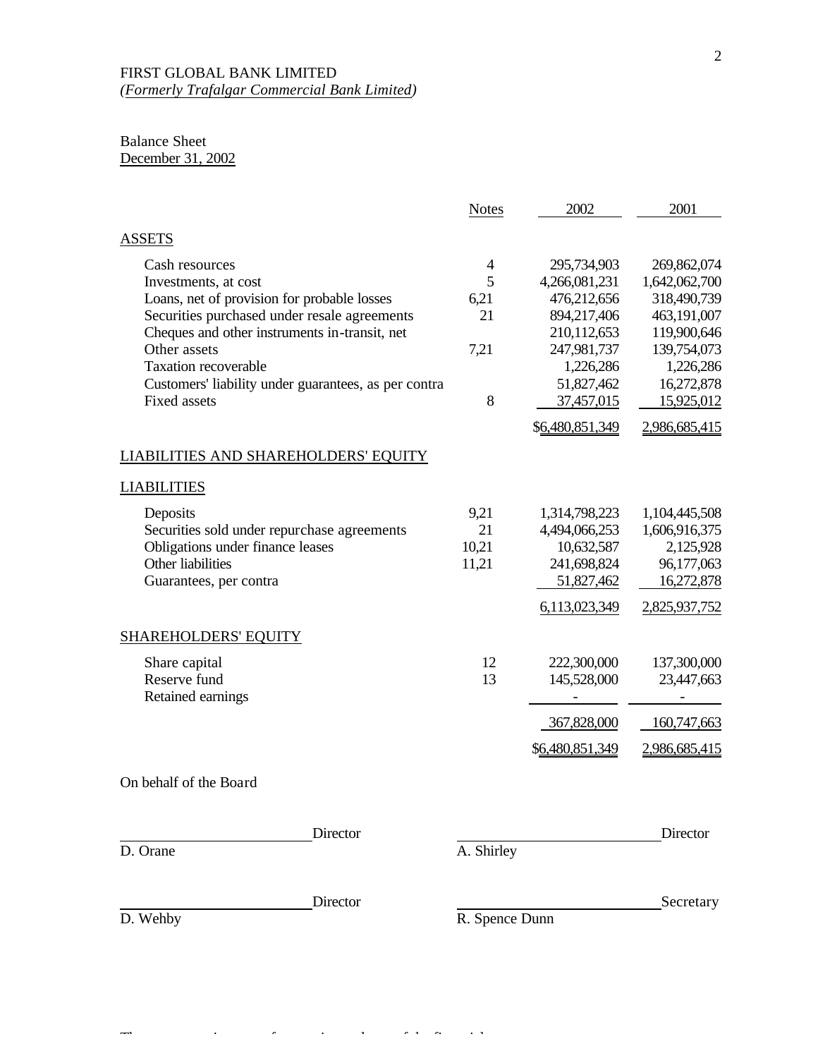FIRST GLOBAL BANK LIMITED
*(Formerly Trafalgar Commercial Bank Limited)*

Balance Sheet
December 31, 2002

| | Notes | 2002 | 2001 |
|---|---|---|---|
| **ASSETS** | | | |
| Cash resources | 4 | 295,734,903 | 269,862,074 |
| Investments, at cost | 5 | 4,266,081,231 | 1,642,062,700 |
| Loans, net of provision for probable losses | 6,21 | 476,212,656 | 318,490,739 |
| Securities purchased under resale agreements | 21 | 894,217,406 | 463,191,007 |
| Cheques and other instruments in-transit, net | | 210,112,653 | 119,900,646 |
| Other assets | 7,21 | 247,981,737 | 139,754,073 |
| Taxation recoverable | | 1,226,286 | 1,226,286 |
| Customers' liability under guarantees, as per contra | | 51,827,462 | 16,272,878 |
| Fixed assets | 8 | 37,457,015 | 15,925,012 |
| | | $6,480,851,349 | 2,986,685,415 |
| **LIABILITIES AND SHAREHOLDERS' EQUITY** | | | |
| **LIABILITIES** | | | |
| Deposits | 9,21 | 1,314,798,223 | 1,104,445,508 |
| Securities sold under repurchase agreements | 21 | 4,494,066,253 | 1,606,916,375 |
| Obligations under finance leases | 10,21 | 10,632,587 | 2,125,928 |
| Other liabilities | 11,21 | 241,698,824 | 96,177,063 |
| Guarantees, per contra | | 51,827,462 | 16,272,878 |
| | | 6,113,023,349 | 2,825,937,752 |
| **SHAREHOLDERS' EQUITY** | | | |
| Share capital | 12 | 222,300,000 | 137,300,000 |
| Reserve fund | 13 | 145,528,000 | 23,447,663 |
| Retained earnings | | - | - |
| | | 367,828,000 | 160,747,663 |
| | | $6,480,851,349 | 2,986,685,415 |

On behalf of the Board

\_\_\_\_\_\_\_\_\_\_\_\_\_\_\_\_\_\_\_\_ Director
D. Orane

\_\_\_\_\_\_\_\_\_\_\_\_\_\_\_\_\_\_\_\_ Director
A. Shirley

\_\_\_\_\_\_\_\_\_\_\_\_\_\_\_\_\_\_\_\_ Director
D. Wehby

\_\_\_\_\_\_\_\_\_\_\_\_\_\_\_\_\_\_\_\_ Secretary
R. Spence Dunn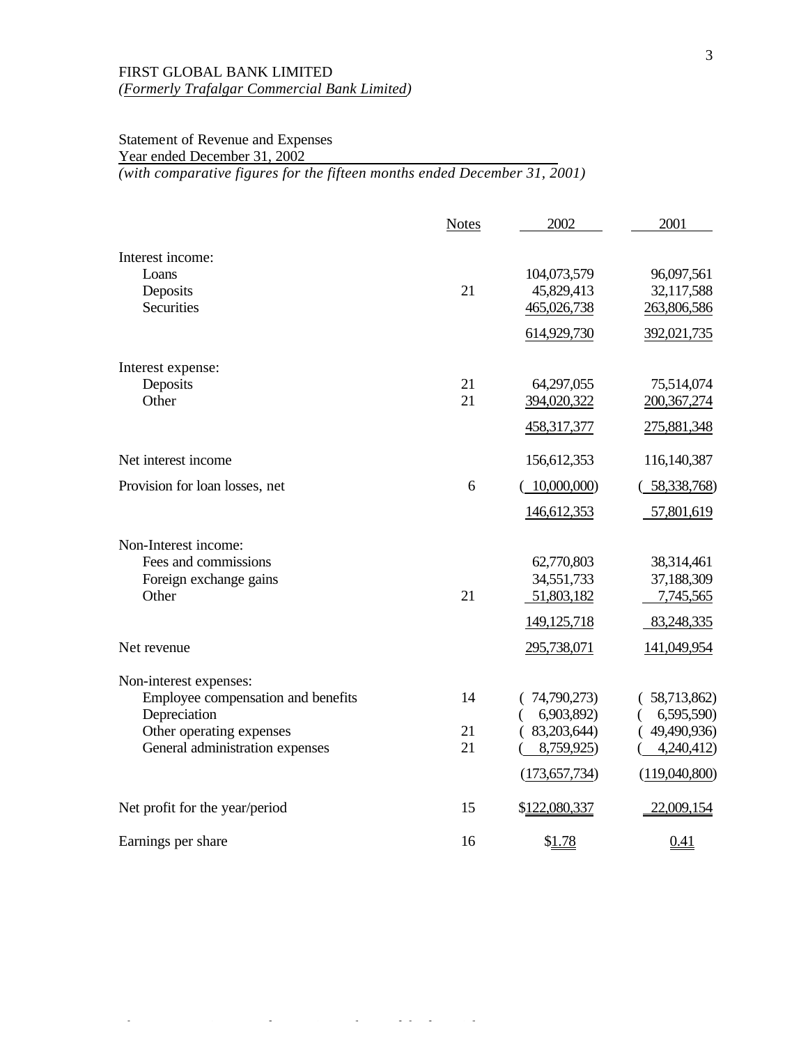FIRST GLOBAL BANK LIMITED
*(Formerly Trafalgar Commercial Bank Limited)*

Statement of Revenue and Expenses
Year ended December 31, 2002
*(with comparative figures for the fifteen months ended December 31, 2001)*

| | Notes | 2002 | 2001 |
|---|---|---|---|
| Interest income: | | | |
| Loans | | 104,073,579 | 96,097,561 |
| Deposits | 21 | 45,829,413 | 32,117,588 |
| Securities | | 465,026,738 | 263,806,586 |
| | | 614,929,730 | 392,021,735 |
| Interest expense: | | | |
| Deposits | 21 | 64,297,055 | 75,514,074 |
| Other | 21 | 394,020,322 | 200,367,274 |
| | | 458,317,377 | 275,881,348 |
| Net interest income | | 156,612,353 | 116,140,387 |
| Provision for loan losses, net | 6 | ( 10,000,000) | ( 58,338,768) |
| | | 146,612,353 | 57,801,619 |
| Non-Interest income: | | | |
| Fees and commissions | | 62,770,803 | 38,314,461 |
| Foreign exchange gains | | 34,551,733 | 37,188,309 |
| Other | 21 | 51,803,182 | 7,745,565 |
| | | 149,125,718 | 83,248,335 |
| Net revenue | | 295,738,071 | 141,049,954 |
| Non-interest expenses: | | | |
| Employee compensation and benefits | 14 | ( 74,790,273) | ( 58,713,862) |
| Depreciation | | ( 6,903,892) | ( 6,595,590) |
| Other operating expenses | 21 | ( 83,203,644) | ( 49,490,936) |
| General administration expenses | 21 | ( 8,759,925) | ( 4,240,412) |
| | | (173,657,734) | (119,040,800) |
| Net profit for the year/period | 15 | $122,080,337 | 22,009,154 |
| Earnings per share | 16 | $1.78 | 0.41 |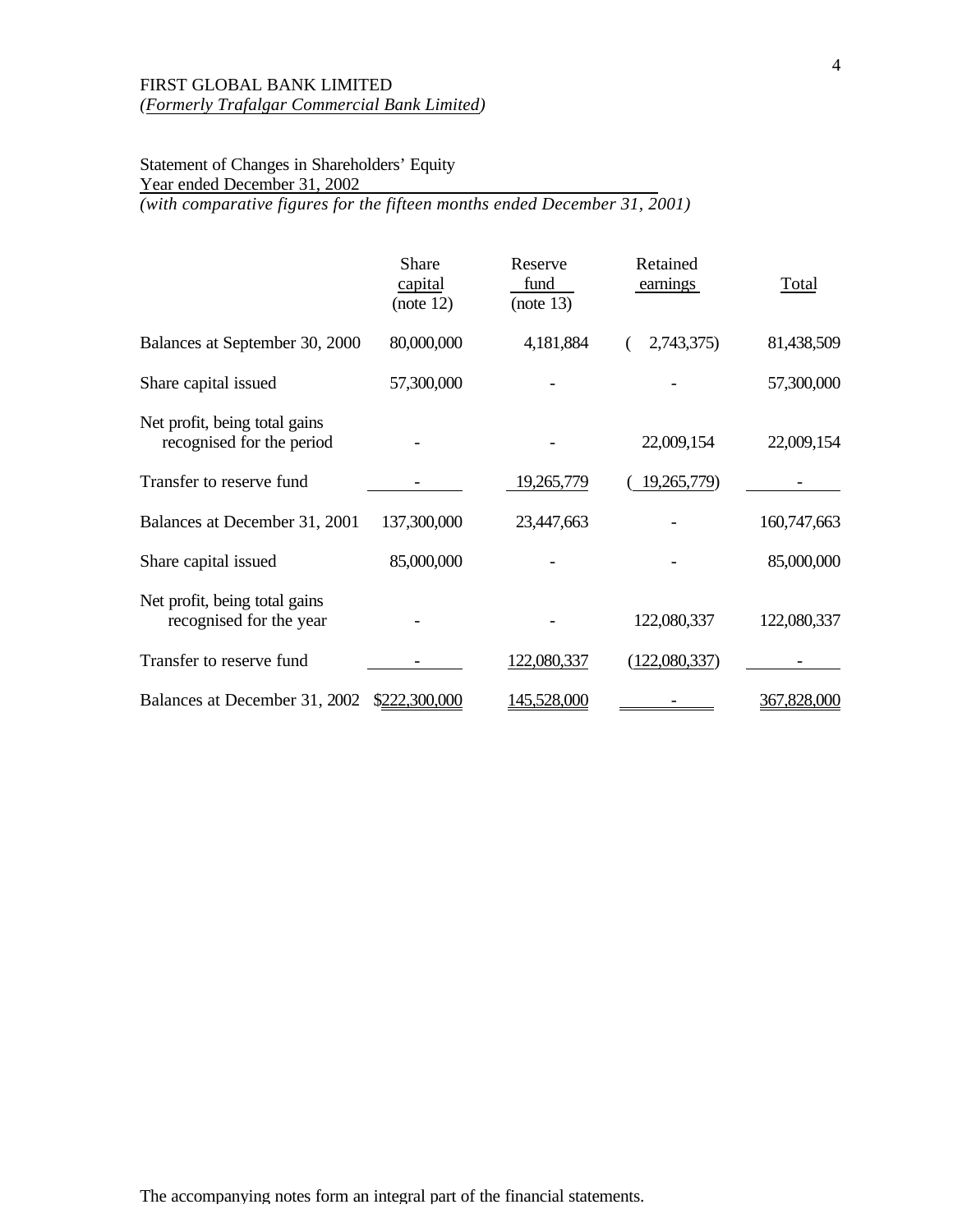FIRST GLOBAL BANK LIMITED
*(Formerly Trafalgar Commercial Bank Limited)*

Statement of Changes in Shareholders' Equity
Year ended December 31, 2002
*(with comparative figures for the fifteen months ended December 31, 2001)*

| | Share capital (note 12) | Reserve fund (note 13) | Retained earnings | Total |
|---|---|---|---|---|
| Balances at September 30, 2000 | 80,000,000 | 4,181,884 | ( 2,743,375) | 81,438,509 |
| Share capital issued | 57,300,000 | - | - | 57,300,000 |
| Net profit, being total gains recognised for the period | - | - | 22,009,154 | 22,009,154 |
| Transfer to reserve fund | - | 19,265,779 | ( 19,265,779) | - |
| Balances at December 31, 2001 | 137,300,000 | 23,447,663 | - | 160,747,663 |
| Share capital issued | 85,000,000 | - | - | 85,000,000 |
| Net profit, being total gains recognised for the year | - | - | 122,080,337 | 122,080,337 |
| Transfer to reserve fund | - | 122,080,337 | (122,080,337) | - |
| Balances at December 31, 2002 | $222,300,000 | 145,528,000 | - | 367,828,000 |

The accompanying notes form an integral part of the financial statements.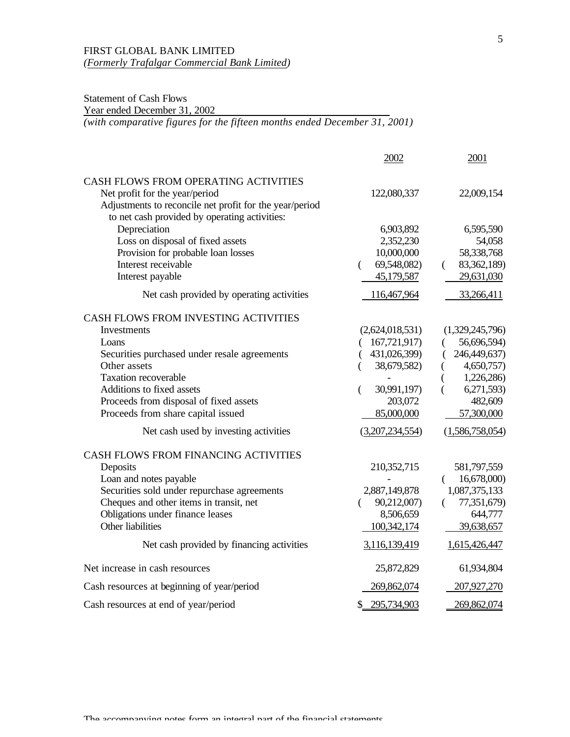FIRST GLOBAL BANK LIMITED
*(Formerly Trafalgar Commercial Bank Limited)*

Statement of Cash Flows
Year ended December 31, 2002
*(with comparative figures for the fifteen months ended December 31, 2001)*

| | 2002 | 2001 |
|---|---|---|
| CASH FLOWS FROM OPERATING ACTIVITIES | | |
| Net profit for the year/period | 122,080,337 | 22,009,154 |
| Adjustments to reconcile net profit for the year/period to net cash provided by operating activities: | | |
| Depreciation | 6,903,892 | 6,595,590 |
| Loss on disposal of fixed assets | 2,352,230 | 54,058 |
| Provision for probable loan losses | 10,000,000 | 58,338,768 |
| Interest receivable | (69,548,082) | (83,362,189) |
| Interest payable | 45,179,587 | 29,631,030 |
| Net cash provided by operating activities | 116,467,964 | 33,266,411 |
| CASH FLOWS FROM INVESTING ACTIVITIES | | |
| Investments | (2,624,018,531) | (1,329,245,796) |
| Loans | (167,721,917) | (56,696,594) |
| Securities purchased under resale agreements | (431,026,399) | (246,449,637) |
| Other assets | (38,679,582) | (4,650,757) |
| Taxation recoverable | - | (1,226,286) |
| Additions to fixed assets | (30,991,197) | (6,271,593) |
| Proceeds from disposal of fixed assets | 203,072 | 482,609 |
| Proceeds from share capital issued | 85,000,000 | 57,300,000 |
| Net cash used by investing activities | (3,207,234,554) | (1,586,758,054) |
| CASH FLOWS FROM FINANCING ACTIVITIES | | |
| Deposits | 210,352,715 | 581,797,559 |
| Loan and notes payable | - | (16,678,000) |
| Securities sold under repurchase agreements | 2,887,149,878 | 1,087,375,133 |
| Cheques and other items in transit, net | (90,212,007) | (77,351,679) |
| Obligations under finance leases | 8,506,659 | 644,777 |
| Other liabilities | 100,342,174 | 39,638,657 |
| Net cash provided by financing activities | 3,116,139,419 | 1,615,426,447 |
| Net increase in cash resources | 25,872,829 | 61,934,804 |
| Cash resources at beginning of year/period | 269,862,074 | 207,927,270 |
| Cash resources at end of year/period | $ 295,734,903 | 269,862,074 |

The accompanying notes form an integral part of the financial statements.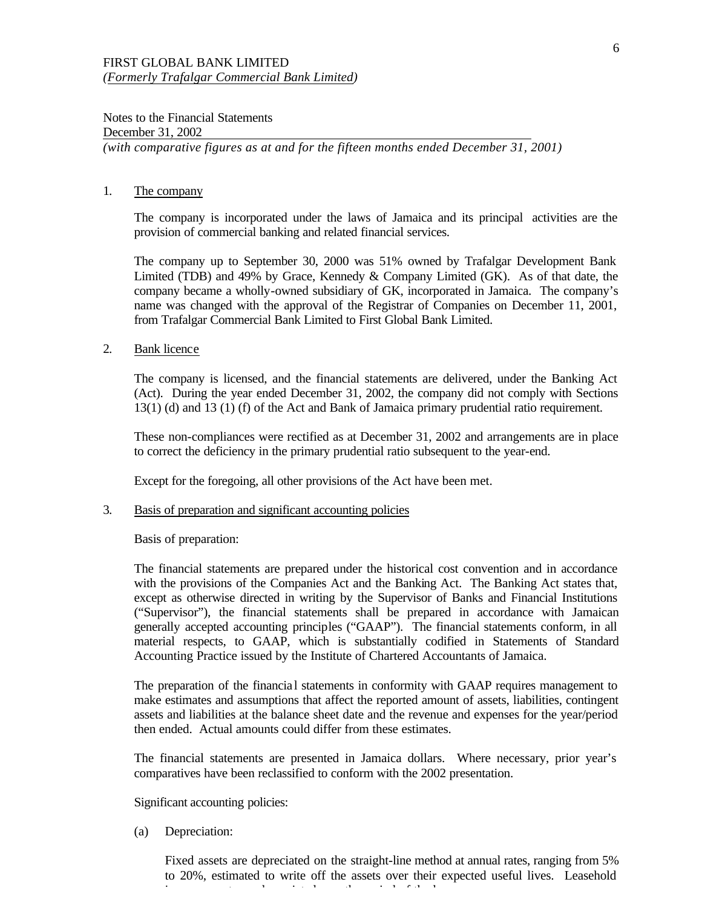FIRST GLOBAL BANK LIMITED
*(Formerly Trafalgar Commercial Bank Limited)*

Notes to the Financial Statements
December 31, 2002
*(with comparative figures as at and for the fifteen months ended December 31, 2001)*

1. The company

The company is incorporated under the laws of Jamaica and its principal activities are the provision of commercial banking and related financial services.

The company up to September 30, 2000 was 51% owned by Trafalgar Development Bank Limited (TDB) and 49% by Grace, Kennedy & Company Limited (GK). As of that date, the company became a wholly-owned subsidiary of GK, incorporated in Jamaica. The company's name was changed with the approval of the Registrar of Companies on December 11, 2001, from Trafalgar Commercial Bank Limited to First Global Bank Limited.

2. Bank licence

The company is licensed, and the financial statements are delivered, under the Banking Act (Act). During the year ended December 31, 2002, the company did not comply with Sections 13(1) (d) and 13 (1) (f) of the Act and Bank of Jamaica primary prudential ratio requirement.

These non-compliances were rectified as at December 31, 2002 and arrangements are in place to correct the deficiency in the primary prudential ratio subsequent to the year-end.

Except for the foregoing, all other provisions of the Act have been met.

3. Basis of preparation and significant accounting policies

Basis of preparation:

The financial statements are prepared under the historical cost convention and in accordance with the provisions of the Companies Act and the Banking Act. The Banking Act states that, except as otherwise directed in writing by the Supervisor of Banks and Financial Institutions ("Supervisor"), the financial statements shall be prepared in accordance with Jamaican generally accepted accounting principles ("GAAP"). The financial statements conform, in all material respects, to GAAP, which is substantially codified in Statements of Standard Accounting Practice issued by the Institute of Chartered Accountants of Jamaica.

The preparation of the financial statements in conformity with GAAP requires management to make estimates and assumptions that affect the reported amount of assets, liabilities, contingent assets and liabilities at the balance sheet date and the revenue and expenses for the year/period then ended. Actual amounts could differ from these estimates.

The financial statements are presented in Jamaica dollars. Where necessary, prior year's comparatives have been reclassified to conform with the 2002 presentation.

Significant accounting policies:

(a) Depreciation:

Fixed assets are depreciated on the straight-line method at annual rates, ranging from 5% to 20%, estimated to write off the assets over their expected useful lives. Leasehold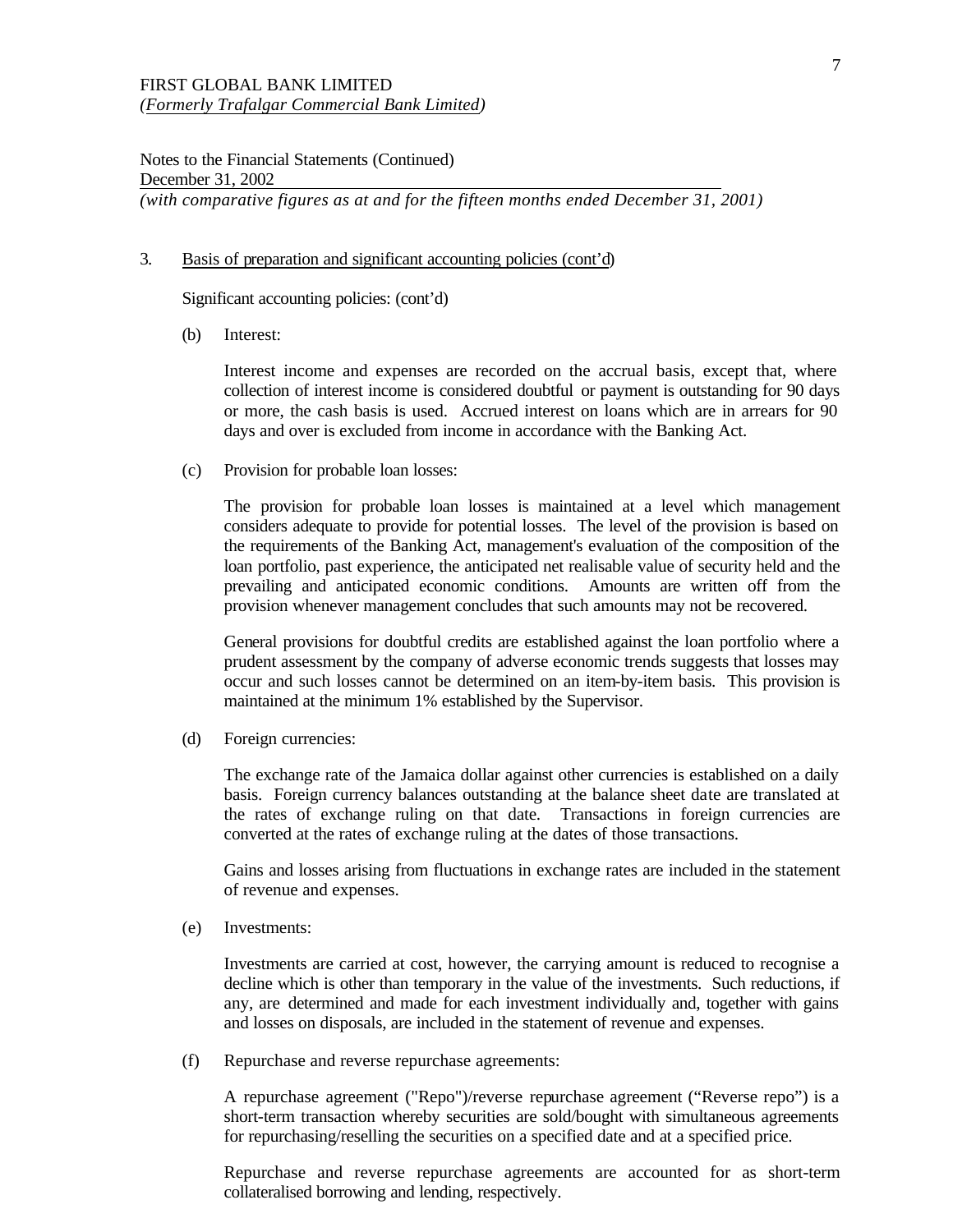FIRST GLOBAL BANK LIMITED
*(Formerly Trafalgar Commercial Bank Limited)*

Notes to the Financial Statements (Continued)
December 31, 2002
*(with comparative figures as at and for the fifteen months ended December 31, 2001)*

3. Basis of preparation and significant accounting policies (cont'd)

Significant accounting policies: (cont'd)

(b) Interest:

Interest income and expenses are recorded on the accrual basis, except that, where collection of interest income is considered doubtful or payment is outstanding for 90 days or more, the cash basis is used. Accrued interest on loans which are in arrears for 90 days and over is excluded from income in accordance with the Banking Act.

(c) Provision for probable loan losses:

The provision for probable loan losses is maintained at a level which management considers adequate to provide for potential losses. The level of the provision is based on the requirements of the Banking Act, management's evaluation of the composition of the loan portfolio, past experience, the anticipated net realisable value of security held and the prevailing and anticipated economic conditions. Amounts are written off from the provision whenever management concludes that such amounts may not be recovered.

General provisions for doubtful credits are established against the loan portfolio where a prudent assessment by the company of adverse economic trends suggests that losses may occur and such losses cannot be determined on an item-by-item basis. This provision is maintained at the minimum 1% established by the Supervisor.

(d) Foreign currencies:

The exchange rate of the Jamaica dollar against other currencies is established on a daily basis. Foreign currency balances outstanding at the balance sheet date are translated at the rates of exchange ruling on that date. Transactions in foreign currencies are converted at the rates of exchange ruling at the dates of those transactions.

Gains and losses arising from fluctuations in exchange rates are included in the statement of revenue and expenses.

(e) Investments:

Investments are carried at cost, however, the carrying amount is reduced to recognise a decline which is other than temporary in the value of the investments. Such reductions, if any, are determined and made for each investment individually and, together with gains and losses on disposals, are included in the statement of revenue and expenses.

(f) Repurchase and reverse repurchase agreements:

A repurchase agreement ("Repo")/reverse repurchase agreement ("Reverse repo") is a short-term transaction whereby securities are sold/bought with simultaneous agreements for repurchasing/reselling the securities on a specified date and at a specified price.

Repurchase and reverse repurchase agreements are accounted for as short-term collateralised borrowing and lending, respectively.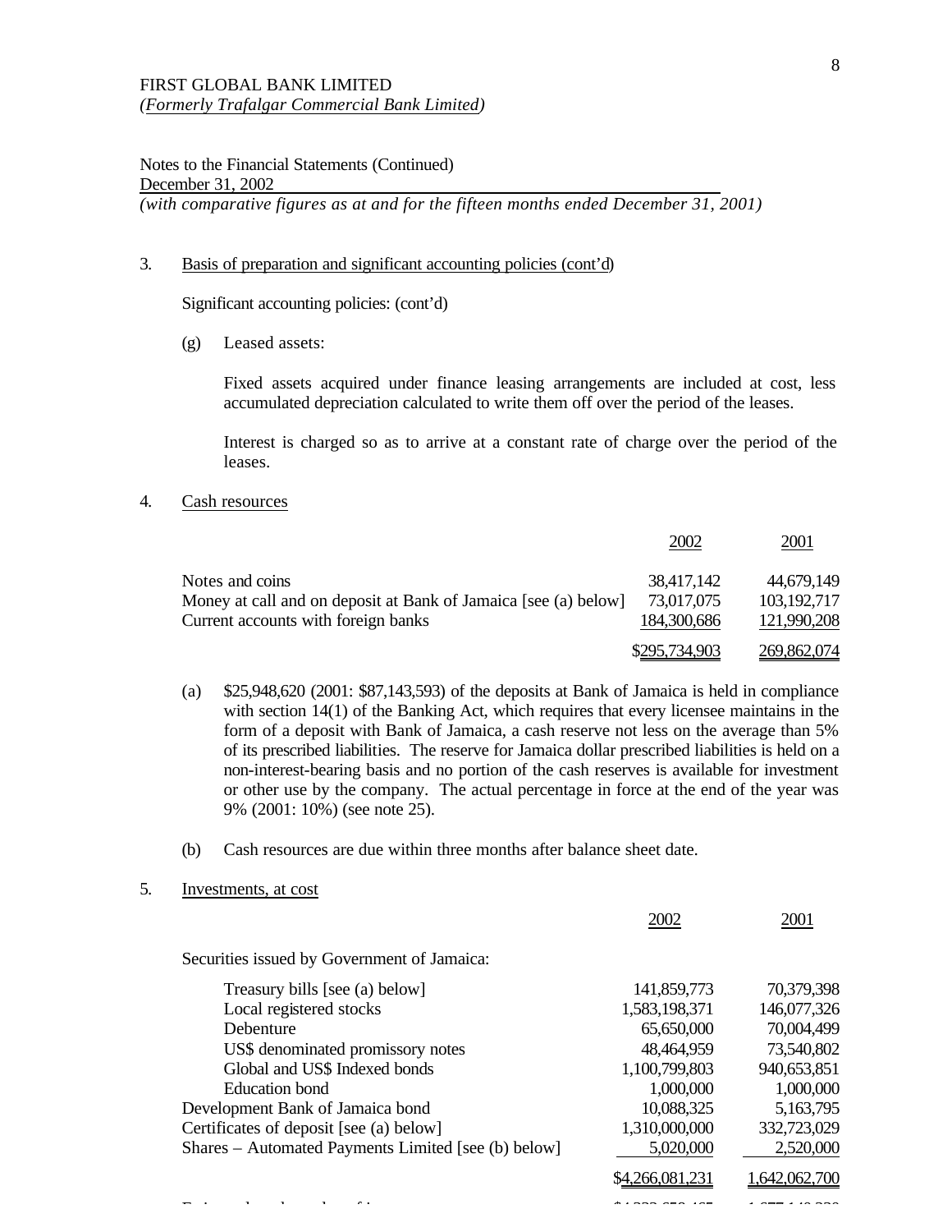FIRST GLOBAL BANK LIMITED
*(Formerly Trafalgar Commercial Bank Limited)*

Notes to the Financial Statements (Continued)
December 31, 2002
*(with comparative figures as at and for the fifteen months ended December 31, 2001)*

3. Basis of preparation and significant accounting policies (cont'd)

Significant accounting policies: (cont'd)

(g) Leased assets:

Fixed assets acquired under finance leasing arrangements are included at cost, less accumulated depreciation calculated to write them off over the period of the leases.

Interest is charged so as to arrive at a constant rate of charge over the period of the leases.

4. Cash resources

| | 2002 | 2001 |
|---|---|---|
| Notes and coins | 38,417,142 | 44,679,149 |
| Money at call and on deposit at Bank of Jamaica [see (a) below] | 73,017,075 | 103,192,717 |
| Current accounts with foreign banks | 184,300,686 | 121,990,208 |
| | $295,734,903 | 269,862,074 |

(a) $25,948,620 (2001: $87,143,593) of the deposits at Bank of Jamaica is held in compliance with section 14(1) of the Banking Act, which requires that every licensee maintains in the form of a deposit with Bank of Jamaica, a cash reserve not less on the average than 5% of its prescribed liabilities. The reserve for Jamaica dollar prescribed liabilities is held on a non-interest-bearing basis and no portion of the cash reserves is available for investment or other use by the company. The actual percentage in force at the end of the year was 9% (2001: 10%) (see note 25).

(b) Cash resources are due within three months after balance sheet date.

5. Investments, at cost

| | 2002 | 2001 |
|---|---|---|
| Securities issued by Government of Jamaica: | | |
| Treasury bills [see (a) below] | 141,859,773 | 70,379,398 |
| Local registered stocks | 1,583,198,371 | 146,077,326 |
| Debenture | 65,650,000 | 70,004,499 |
| US$ denominated promissory notes | 48,464,959 | 73,540,802 |
| Global and US$ Indexed bonds | 1,100,799,803 | 940,653,851 |
| Education bond | 1,000,000 | 1,000,000 |
| Development Bank of Jamaica bond | 10,088,325 | 5,163,795 |
| Certificates of deposit [see (a) below] | 1,310,000,000 | 332,723,029 |
| Shares – Automated Payments Limited [see (b) below] | 5,020,000 | 2,520,000 |
| | $4,266,081,231 | 1,642,062,700 |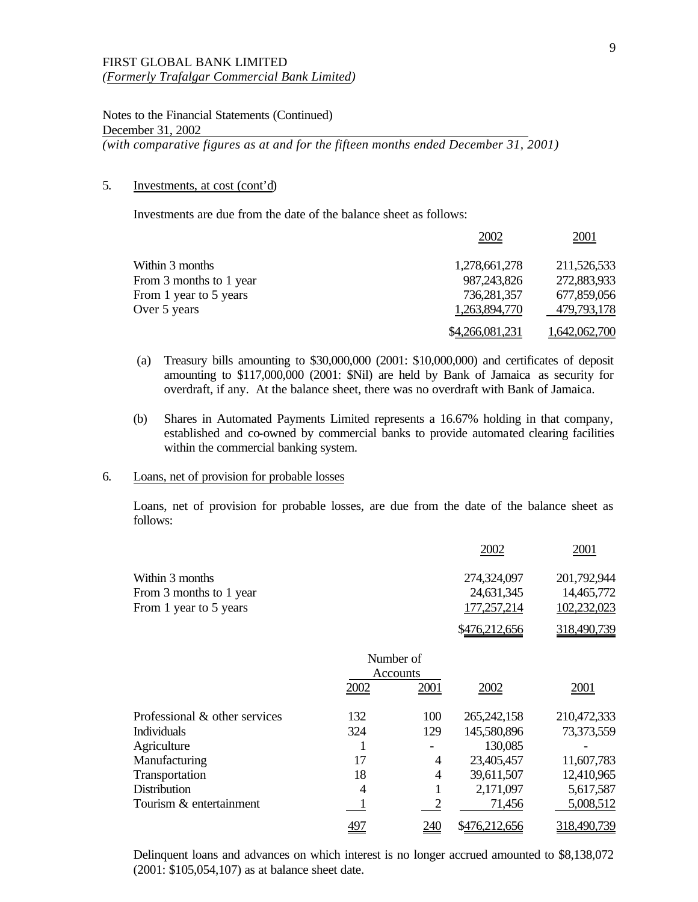FIRST GLOBAL BANK LIMITED
*(Formerly Trafalgar Commercial Bank Limited)*

Notes to the Financial Statements (Continued)
December 31, 2002
*(with comparative figures as at and for the fifteen months ended December 31, 2001)*

5. Investments, at cost (cont'd)

Investments are due from the date of the balance sheet as follows:

| | 2002 | 2001 |
|---|---|---|
| Within 3 months | 1,278,661,278 | 211,526,533 |
| From 3 months to 1 year | 987,243,826 | 272,883,933 |
| From 1 year to 5 years | 736,281,357 | 677,859,056 |
| Over 5 years | 1,263,894,770 | 479,793,178 |
| | $4,266,081,231 | 1,642,062,700 |

(a) Treasury bills amounting to $30,000,000 (2001: $10,000,000) and certificates of deposit amounting to $117,000,000 (2001: $Nil) are held by Bank of Jamaica as security for overdraft, if any. At the balance sheet, there was no overdraft with Bank of Jamaica.

(b) Shares in Automated Payments Limited represents a 16.67% holding in that company, established and co-owned by commercial banks to provide automated clearing facilities within the commercial banking system.

6. Loans, net of provision for probable losses

Loans, net of provision for probable losses, are due from the date of the balance sheet as follows:

| | 2002 | 2001 |
|---|---|---|
| Within 3 months | 274,324,097 | 201,792,944 |
| From 3 months to 1 year | 24,631,345 | 14,465,772 |
| From 1 year to 5 years | 177,257,214 | 102,232,023 |
| | $476,212,656 | 318,490,739 |

| | Number of Accounts | | | |
|---|---|---|---|---|
| | 2002 | 2001 | 2002 | 2001 |
| Professional & other services | 132 | 100 | 265,242,158 | 210,472,333 |
| Individuals | 324 | 129 | 145,580,896 | 73,373,559 |
| Agriculture | 1 | - | 130,085 | - |
| Manufacturing | 17 | 4 | 23,405,457 | 11,607,783 |
| Transportation | 18 | 4 | 39,611,507 | 12,410,965 |
| Distribution | 4 | 1 | 2,171,097 | 5,617,587 |
| Tourism & entertainment | 1 | 2 | 71,456 | 5,008,512 |
| | 497 | 240 | $476,212,656 | 318,490,739 |

Delinquent loans and advances on which interest is no longer accrued amounted to $8,138,072 (2001: $105,054,107) as at balance sheet date.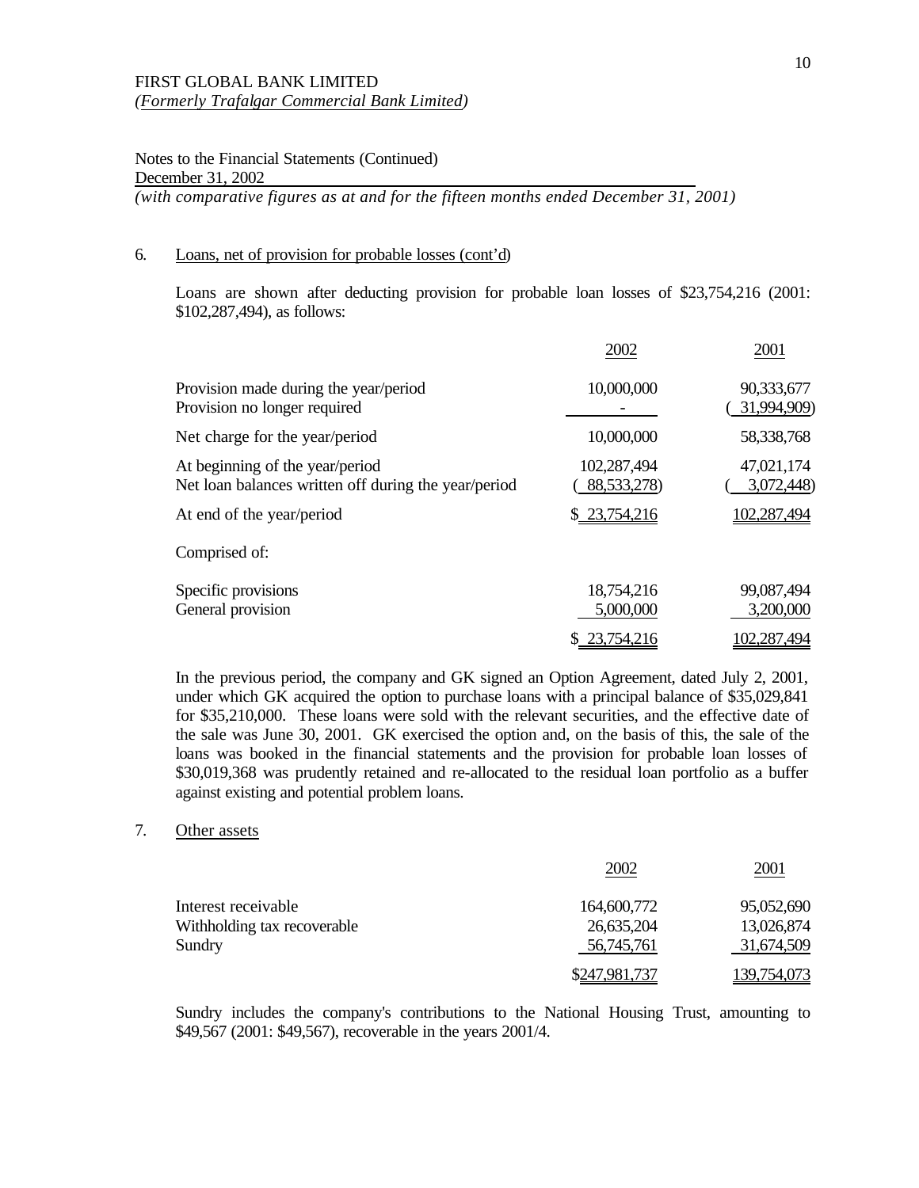FIRST GLOBAL BANK LIMITED
*(Formerly Trafalgar Commercial Bank Limited)*

Notes to the Financial Statements (Continued)
December 31, 2002
*(with comparative figures as at and for the fifteen months ended December 31, 2001)*

6. Loans, net of provision for probable losses (cont'd)

Loans are shown after deducting provision for probable loan losses of $23,754,216 (2001: $102,287,494), as follows:

| | 2002 | 2001 |
|---|---|---|
| Provision made during the year/period | 10,000,000 | 90,333,677 |
| Provision no longer required | - | ( 31,994,909) |
| Net charge for the year/period | 10,000,000 | 58,338,768 |
| At beginning of the year/period | 102,287,494 | 47,021,174 |
| Net loan balances written off during the year/period | ( 88,533,278) | ( 3,072,448) |
| At end of the year/period | $ 23,754,216 | 102,287,494 |
| Comprised of: | | |
| Specific provisions | 18,754,216 | 99,087,494 |
| General provision | 5,000,000 | 3,200,000 |
| | $ 23,754,216 | 102,287,494 |

In the previous period, the company and GK signed an Option Agreement, dated July 2, 2001, under which GK acquired the option to purchase loans with a principal balance of $35,029,841 for $35,210,000. These loans were sold with the relevant securities, and the effective date of the sale was June 30, 2001. GK exercised the option and, on the basis of this, the sale of the loans was booked in the financial statements and the provision for probable loan losses of $30,019,368 was prudently retained and re-allocated to the residual loan portfolio as a buffer against existing and potential problem loans.

7. Other assets

| | 2002 | 2001 |
|---|---|---|
| Interest receivable | 164,600,772 | 95,052,690 |
| Withholding tax recoverable | 26,635,204 | 13,026,874 |
| Sundry | 56,745,761 | 31,674,509 |
| | $247,981,737 | 139,754,073 |

Sundry includes the company's contributions to the National Housing Trust, amounting to $49,567 (2001: $49,567), recoverable in the years 2001/4.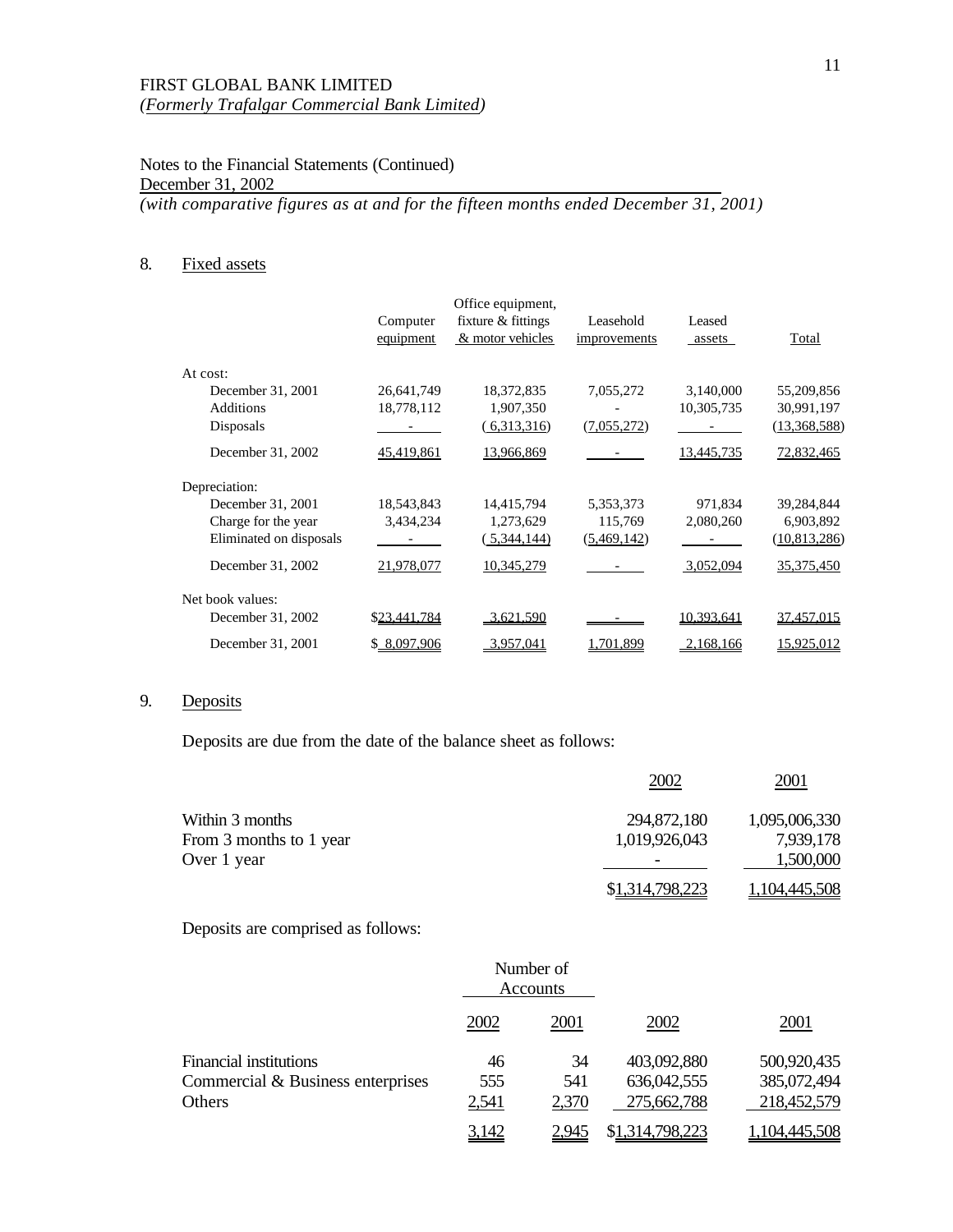FIRST GLOBAL BANK LIMITED
*(Formerly Trafalgar Commercial Bank Limited)*

Notes to the Financial Statements (Continued)
December 31, 2002
*(with comparative figures as at and for the fifteen months ended December 31, 2001)*

## 8. Fixed assets

| | Computer equipment | Office equipment, fixture & fittings & motor vehicles | Leasehold improvements | Leased assets | Total |
|---|---|---|---|---|---|
| At cost: | | | | | |
| December 31, 2001 | 26,641,749 | 18,372,835 | 7,055,272 | 3,140,000 | 55,209,856 |
| Additions | 18,778,112 | 1,907,350 | - | 10,305,735 | 30,991,197 |
| Disposals | - | (6,313,316) | (7,055,272) | - | (13,368,588) |
| December 31, 2002 | 45,419,861 | 13,966,869 | - | 13,445,735 | 72,832,465 |
| Depreciation: | | | | | |
| December 31, 2001 | 18,543,843 | 14,415,794 | 5,353,373 | 971,834 | 39,284,844 |
| Charge for the year | 3,434,234 | 1,273,629 | 115,769 | 2,080,260 | 6,903,892 |
| Eliminated on disposals | - | (5,344,144) | (5,469,142) | - | (10,813,286) |
| December 31, 2002 | 21,978,077 | 10,345,279 | - | 3,052,094 | 35,375,450 |
| Net book values: | | | | | |
| December 31, 2002 | $23,441,784 | 3,621,590 | - | 10,393,641 | 37,457,015 |
| December 31, 2001 | $ 8,097,906 | 3,957,041 | 1,701,899 | 2,168,166 | 15,925,012 |

## 9. Deposits

Deposits are due from the date of the balance sheet as follows:

| | 2002 | 2001 |
|---|---|---|
| Within 3 months | 294,872,180 | 1,095,006,330 |
| From 3 months to 1 year | 1,019,926,043 | 7,939,178 |
| Over 1 year | - | 1,500,000 |
| | $1,314,798,223 | 1,104,445,508 |

Deposits are comprised as follows:

| | Number of Accounts | | | |
|---|---|---|---|---|
| | 2002 | 2001 | 2002 | 2001 |
| Financial institutions | 46 | 34 | 403,092,880 | 500,920,435 |
| Commercial & Business enterprises | 555 | 541 | 636,042,555 | 385,072,494 |
| Others | 2,541 | 2,370 | 275,662,788 | 218,452,579 |
| | 3,142 | 2,945 | $1,314,798,223 | 1,104,445,508 |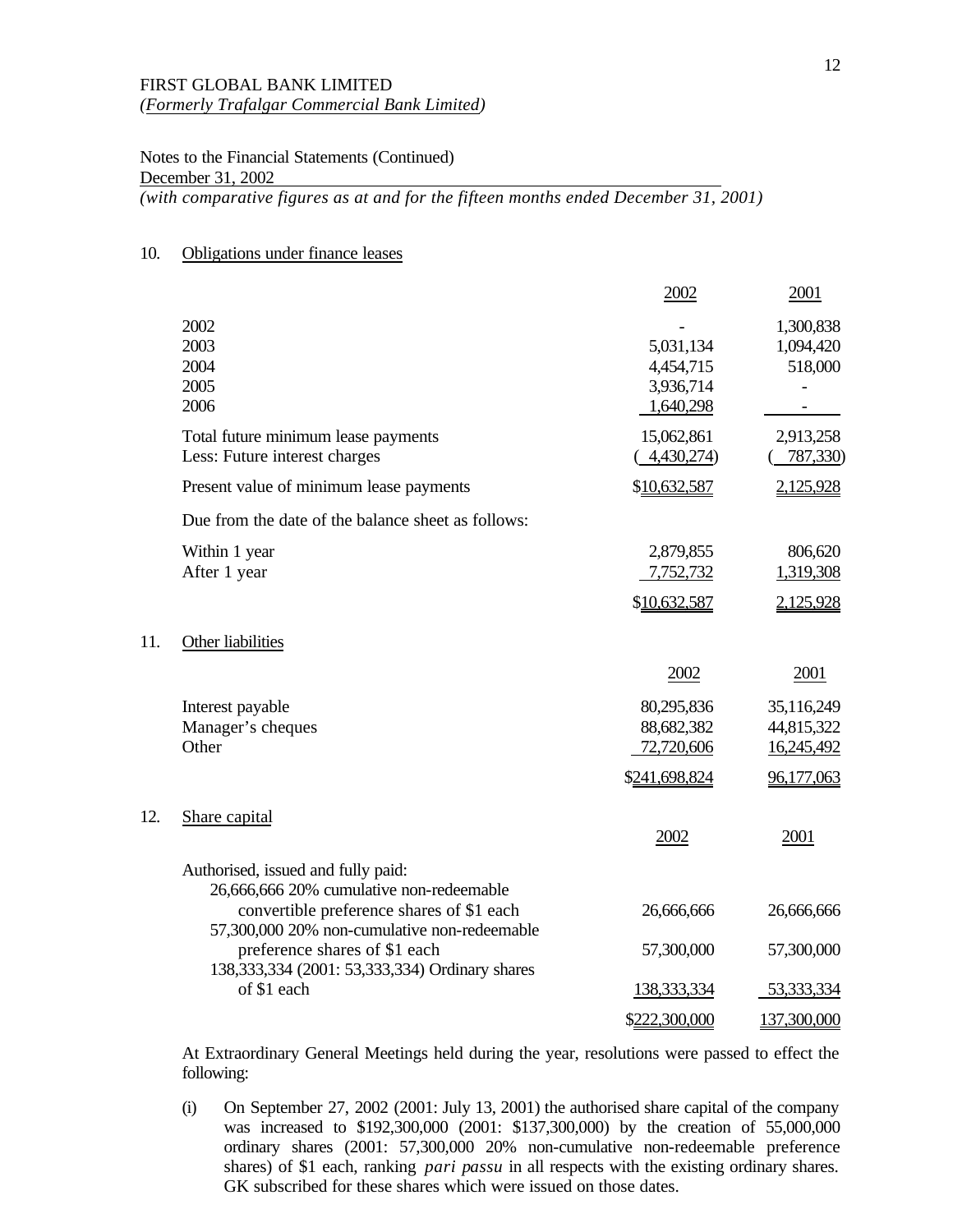FIRST GLOBAL BANK LIMITED
*(Formerly Trafalgar Commercial Bank Limited)*

Notes to the Financial Statements (Continued)
December 31, 2002
*(with comparative figures as at and for the fifteen months ended December 31, 2001)*

## 10. Obligations under finance leases

| | 2002 | 2001 |
|---|---|---|
| 2002 | - | 1,300,838 |
| 2003 | 5,031,134 | 1,094,420 |
| 2004 | 4,454,715 | 518,000 |
| 2005 | 3,936,714 | - |
| 2006 | 1,640,298 | - |
| Total future minimum lease payments | 15,062,861 | 2,913,258 |
| Less: Future interest charges | ( 4,430,274) | ( 787,330) |
| Present value of minimum lease payments | $10,632,587 | 2,125,928 |
| Due from the date of the balance sheet as follows: | | |
| Within 1 year | 2,879,855 | 806,620 |
| After 1 year | 7,752,732 | 1,319,308 |
| | $10,632,587 | 2,125,928 |

## 11. Other liabilities

| | 2002 | 2001 |
|---|---|---|
| Interest payable | 80,295,836 | 35,116,249 |
| Manager's cheques | 88,682,382 | 44,815,322 |
| Other | 72,720,606 | 16,245,492 |
| | $241,698,824 | 96,177,063 |

## 12. Share capital

| | 2002 | 2001 |
|---|---|---|
| Authorised, issued and fully paid: | | |
| 26,666,666 20% cumulative non-redeemable convertible preference shares of $1 each | 26,666,666 | 26,666,666 |
| 57,300,000 20% non-cumulative non-redeemable preference shares of $1 each | 57,300,000 | 57,300,000 |
| 138,333,334 (2001: 53,333,334) Ordinary shares of $1 each | 138,333,334 | 53,333,334 |
| | $222,300,000 | 137,300,000 |

At Extraordinary General Meetings held during the year, resolutions were passed to effect the following:

(i) On September 27, 2002 (2001: July 13, 2001) the authorised share capital of the company was increased to $192,300,000 (2001: $137,300,000) by the creation of 55,000,000 ordinary shares (2001: 57,300,000 20% non-cumulative non-redeemable preference shares) of $1 each, ranking *pari passu* in all respects with the existing ordinary shares. GK subscribed for these shares which were issued on those dates.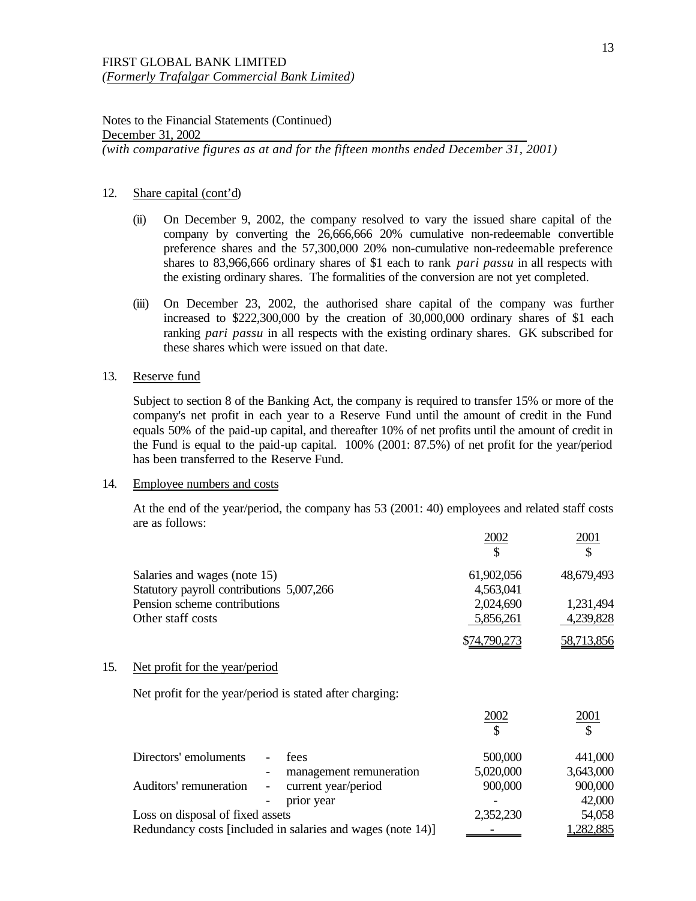FIRST GLOBAL BANK LIMITED
*(Formerly Trafalgar Commercial Bank Limited)*

Notes to the Financial Statements (Continued)
December 31, 2002
*(with comparative figures as at and for the fifteen months ended December 31, 2001)*

12. Share capital (cont'd)

(ii) On December 9, 2002, the company resolved to vary the issued share capital of the company by converting the 26,666,666 20% cumulative non-redeemable convertible preference shares and the 57,300,000 20% non-cumulative non-redeemable preference shares to 83,966,666 ordinary shares of $1 each to rank *pari passu* in all respects with the existing ordinary shares. The formalities of the conversion are not yet completed.

(iii) On December 23, 2002, the authorised share capital of the company was further increased to $222,300,000 by the creation of 30,000,000 ordinary shares of $1 each ranking *pari passu* in all respects with the existing ordinary shares. GK subscribed for these shares which were issued on that date.

13. Reserve fund

Subject to section 8 of the Banking Act, the company is required to transfer 15% or more of the company's net profit in each year to a Reserve Fund until the amount of credit in the Fund equals 50% of the paid-up capital, and thereafter 10% of net profits until the amount of credit in the Fund is equal to the paid-up capital. 100% (2001: 87.5%) of net profit for the year/period has been transferred to the Reserve Fund.

14. Employee numbers and costs

At the end of the year/period, the company has 53 (2001: 40) employees and related staff costs are as follows:

| | 2002<br>$ | 2001<br>$ |
|---|---:|---:|
| Salaries and wages (note 15) | 61,902,056 | 48,679,493 |
| Statutory payroll contributions 5,007,266 | 4,563,041 | |
| Pension scheme contributions | 2,024,690 | 1,231,494 |
| Other staff costs | 5,856,261 | 4,239,828 |
| | $74,790,273 | 58,713,856 |

15. Net profit for the year/period

Net profit for the year/period is stated after charging:

| | | 2002<br>$ | 2001<br>$ |
|---|---|---:|---:|
| Directors' emoluments | - fees | 500,000 | 441,000 |
| | - management remuneration | 5,020,000 | 3,643,000 |
| Auditors' remuneration | - current year/period | 900,000 | 900,000 |
| | - prior year | - | 42,000 |
| Loss on disposal of fixed assets | | 2,352,230 | 54,058 |
| Redundancy costs [included in salaries and wages (note 14)] | | - | 1,282,885 |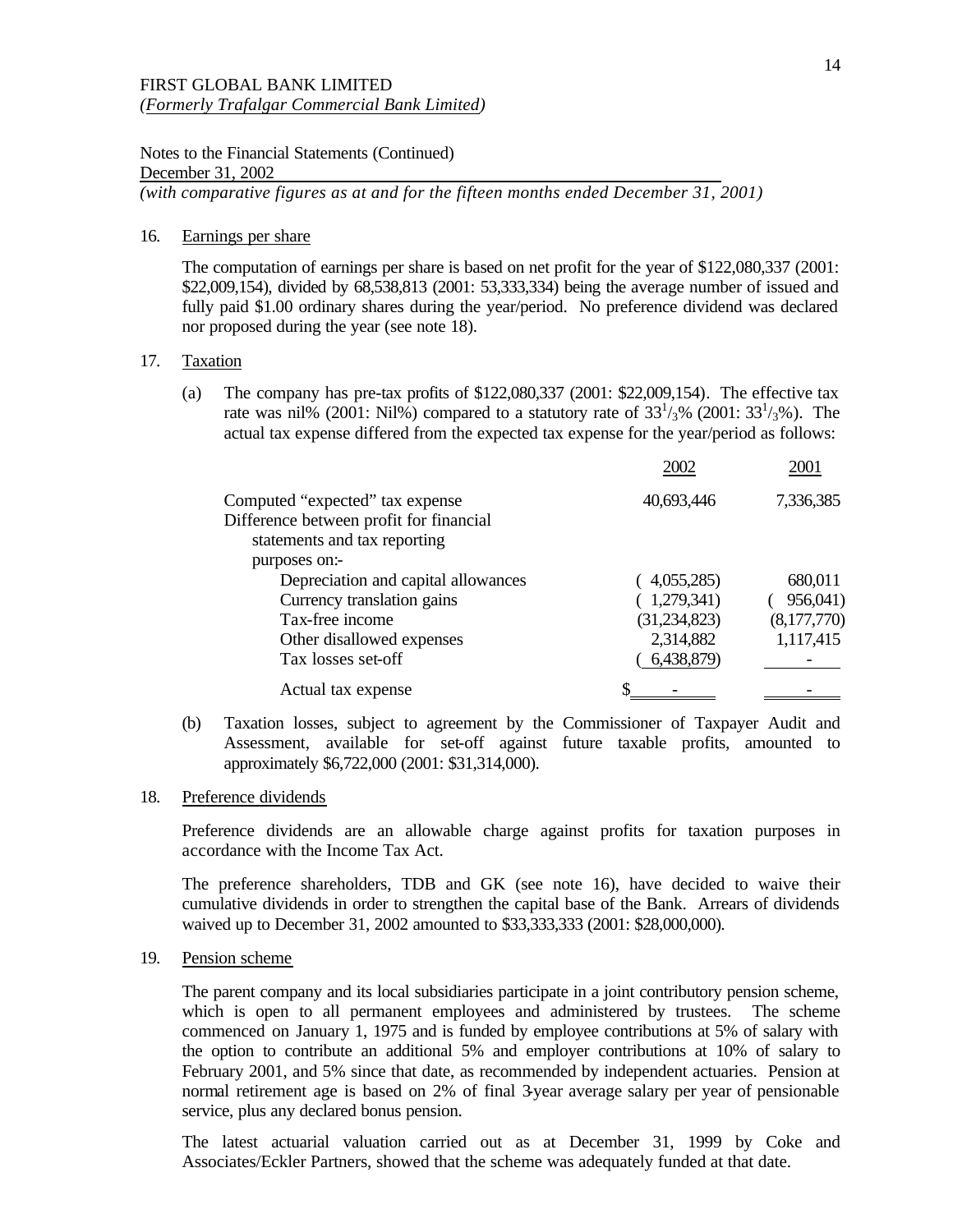FIRST GLOBAL BANK LIMITED
*(Formerly Trafalgar Commercial Bank Limited)*

Notes to the Financial Statements (Continued)
December 31, 2002
*(with comparative figures as at and for the fifteen months ended December 31, 2001)*

16. Earnings per share

The computation of earnings per share is based on net profit for the year of $122,080,337 (2001: $22,009,154), divided by 68,538,813 (2001: 53,333,334) being the average number of issued and fully paid $1.00 ordinary shares during the year/period. No preference dividend was declared nor proposed during the year (see note 18).

17. Taxation

(a) The company has pre-tax profits of $122,080,337 (2001: $22,009,154). The effective tax rate was nil% (2001: Nil%) compared to a statutory rate of $33^1/_3$% (2001: $33^1/_3$%). The actual tax expense differed from the expected tax expense for the year/period as follows:

| | 2002 | 2001 |
|---|---|---|
| Computed "expected" tax expense | 40,693,446 | 7,336,385 |
| Difference between profit for financial statements and tax reporting purposes on:- | | |
| Depreciation and capital allowances | ( 4,055,285) | 680,011 |
| Currency translation gains | ( 1,279,341) | ( 956,041) |
| Tax-free income | (31,234,823) | (8,177,770) |
| Other disallowed expenses | 2,314,882 | 1,117,415 |
| Tax losses set-off | ( 6,438,879) | - |
| Actual tax expense | $ - | - |

(b) Taxation losses, subject to agreement by the Commissioner of Taxpayer Audit and Assessment, available for set-off against future taxable profits, amounted to approximately $6,722,000 (2001: $31,314,000).

18. Preference dividends

Preference dividends are an allowable charge against profits for taxation purposes in accordance with the Income Tax Act.

The preference shareholders, TDB and GK (see note 16), have decided to waive their cumulative dividends in order to strengthen the capital base of the Bank. Arrears of dividends waived up to December 31, 2002 amounted to $33,333,333 (2001: $28,000,000).

19. Pension scheme

The parent company and its local subsidiaries participate in a joint contributory pension scheme, which is open to all permanent employees and administered by trustees. The scheme commenced on January 1, 1975 and is funded by employee contributions at 5% of salary with the option to contribute an additional 5% and employer contributions at 10% of salary to February 2001, and 5% since that date, as recommended by independent actuaries. Pension at normal retirement age is based on 2% of final 3-year average salary per year of pensionable service, plus any declared bonus pension.

The latest actuarial valuation carried out as at December 31, 1999 by Coke and Associates/Eckler Partners, showed that the scheme was adequately funded at that date.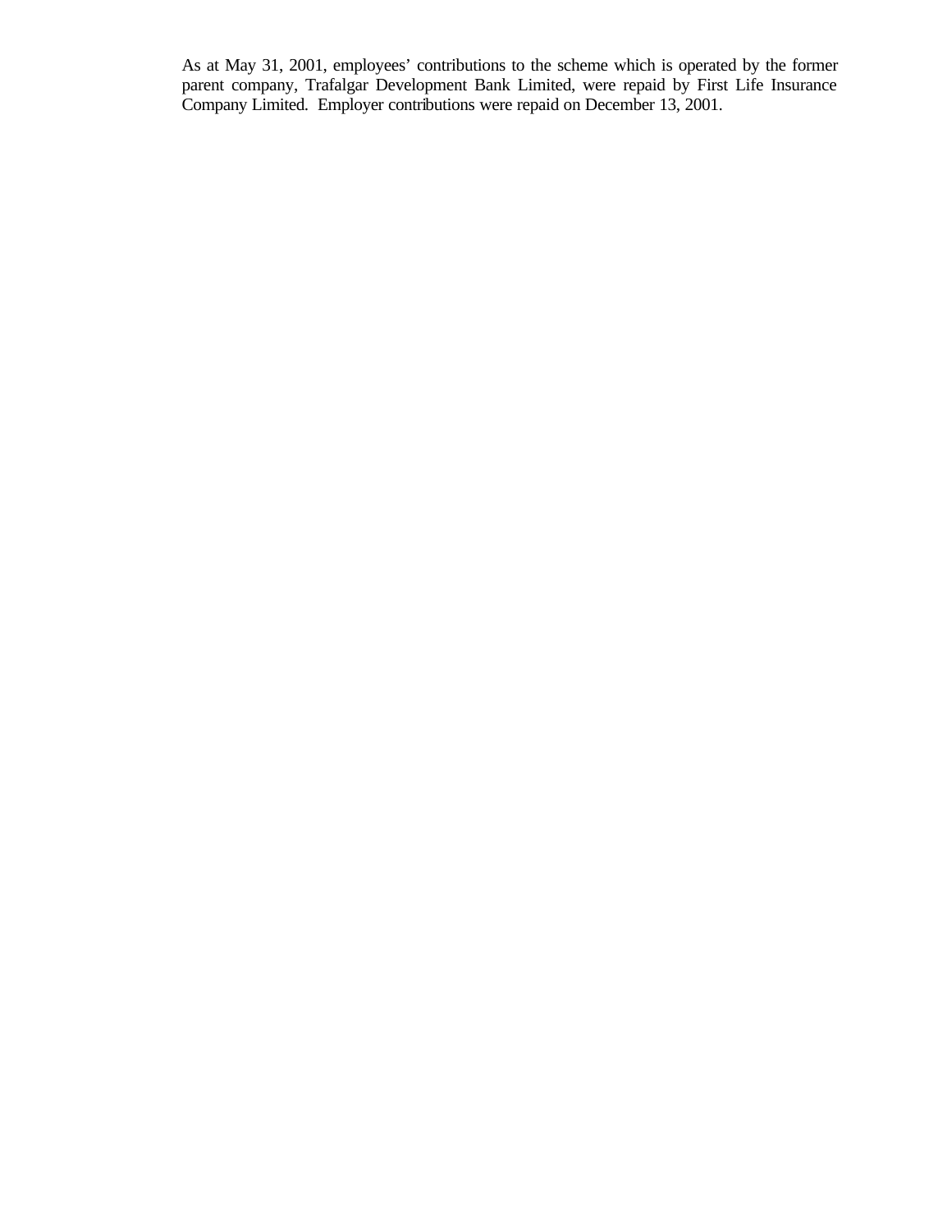As at May 31, 2001, employees' contributions to the scheme which is operated by the former parent company, Trafalgar Development Bank Limited, were repaid by First Life Insurance Company Limited. Employer contributions were repaid on December 13, 2001.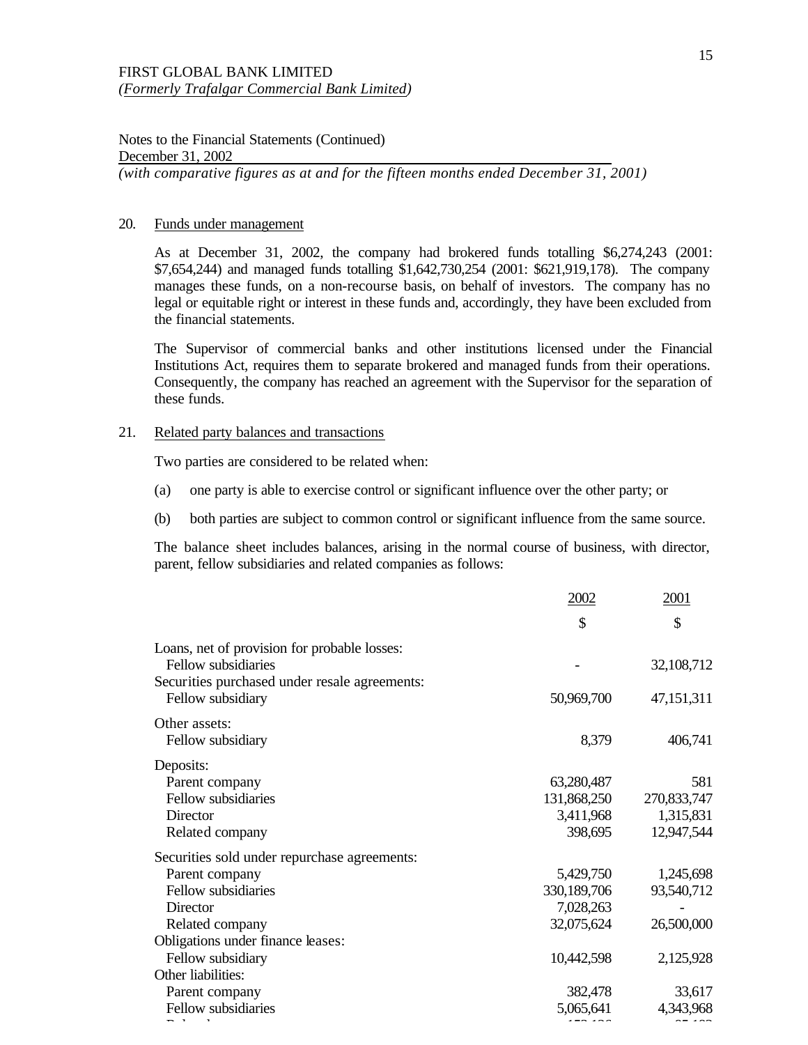FIRST GLOBAL BANK LIMITED
*(Formerly Trafalgar Commercial Bank Limited)*

Notes to the Financial Statements (Continued)
December 31, 2002
*(with comparative figures as at and for the fifteen months ended December 31, 2001)*

20. Funds under management

As at December 31, 2002, the company had brokered funds totalling $6,274,243 (2001: $7,654,244) and managed funds totalling $1,642,730,254 (2001: $621,919,178). The company manages these funds, on a non-recourse basis, on behalf of investors. The company has no legal or equitable right or interest in these funds and, accordingly, they have been excluded from the financial statements.

The Supervisor of commercial banks and other institutions licensed under the Financial Institutions Act, requires them to separate brokered and managed funds from their operations. Consequently, the company has reached an agreement with the Supervisor for the separation of these funds.

21. Related party balances and transactions

Two parties are considered to be related when:

(a) one party is able to exercise control or significant influence over the other party; or

(b) both parties are subject to common control or significant influence from the same source.

The balance sheet includes balances, arising in the normal course of business, with director, parent, fellow subsidiaries and related companies as follows:

| | 2002 | 2001 |
|---|---|---|
| | $ | $ |
| Loans, net of provision for probable losses: | | |
| Fellow subsidiaries | - | 32,108,712 |
| Securities purchased under resale agreements: | | |
| Fellow subsidiary | 50,969,700 | 47,151,311 |
| Other assets: | | |
| Fellow subsidiary | 8,379 | 406,741 |
| Deposits: | | |
| Parent company | 63,280,487 | 581 |
| Fellow subsidiaries | 131,868,250 | 270,833,747 |
| Director | 3,411,968 | 1,315,831 |
| Related company | 398,695 | 12,947,544 |
| Securities sold under repurchase agreements: | | |
| Parent company | 5,429,750 | 1,245,698 |
| Fellow subsidiaries | 330,189,706 | 93,540,712 |
| Director | 7,028,263 | - |
| Related company | 32,075,624 | 26,500,000 |
| Obligations under finance leases: | | |
| Fellow subsidiary | 10,442,598 | 2,125,928 |
| Other liabilities: | | |
| Parent company | 382,478 | 33,617 |
| Fellow subsidiaries | 5,065,641 | 4,343,968 |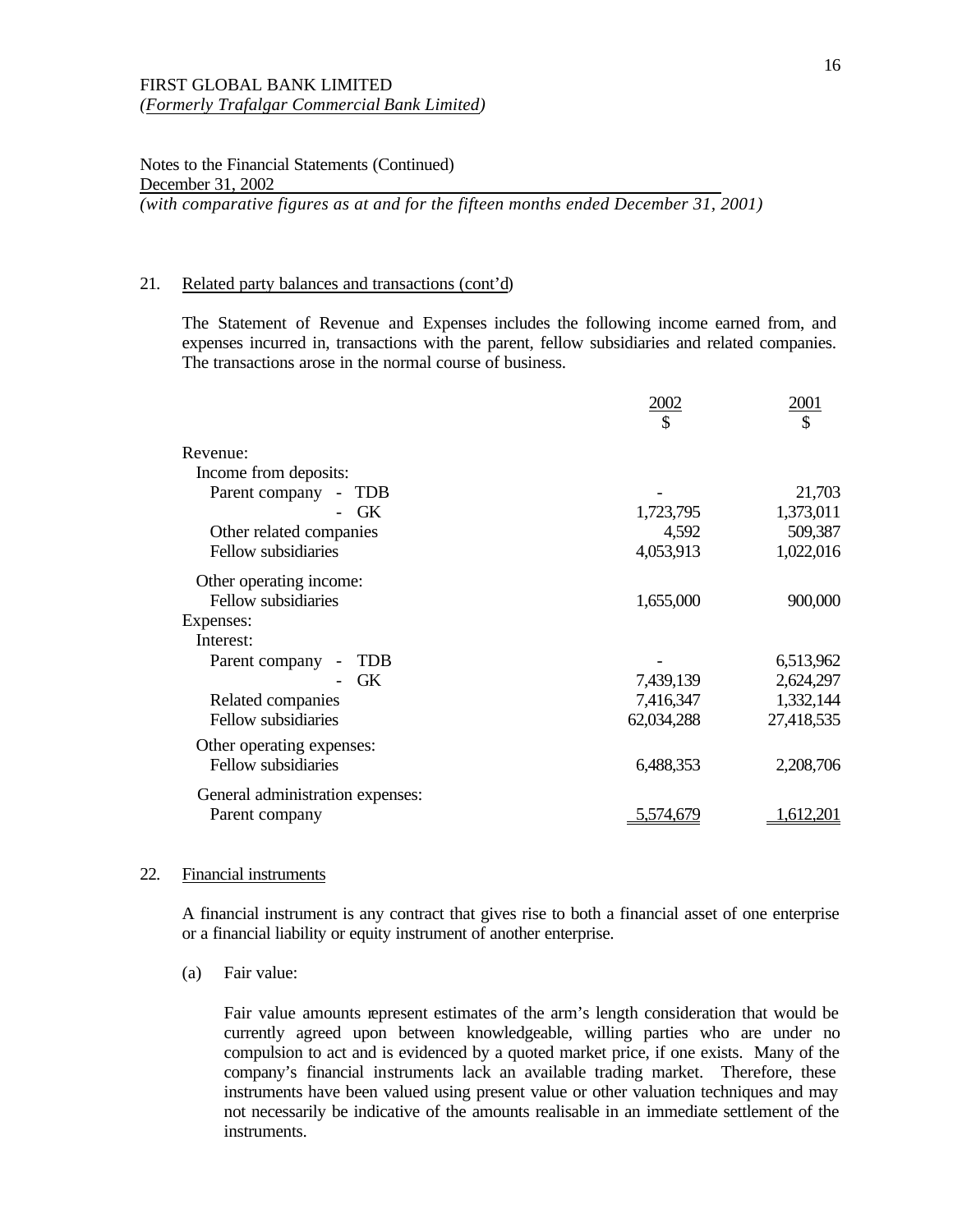FIRST GLOBAL BANK LIMITED
*(Formerly Trafalgar Commercial Bank Limited)*

Notes to the Financial Statements (Continued)
December 31, 2002
*(with comparative figures as at and for the fifteen months ended December 31, 2001)*

## 21. Related party balances and transactions (cont'd)

The Statement of Revenue and Expenses includes the following income earned from, and expenses incurred in, transactions with the parent, fellow subsidiaries and related companies. The transactions arose in the normal course of business.

| | 2002 $ | 2001 $ |
|---|---|---|
| Revenue: | | |
| Income from deposits: | | |
| Parent company - TDB | - | 21,703 |
| - GK | 1,723,795 | 1,373,011 |
| Other related companies | 4,592 | 509,387 |
| Fellow subsidiaries | 4,053,913 | 1,022,016 |
| Other operating income: | | |
| Fellow subsidiaries | 1,655,000 | 900,000 |
| Expenses: | | |
| Interest: | | |
| Parent company - TDB | - | 6,513,962 |
| - GK | 7,439,139 | 2,624,297 |
| Related companies | 7,416,347 | 1,332,144 |
| Fellow subsidiaries | 62,034,288 | 27,418,535 |
| Other operating expenses: | | |
| Fellow subsidiaries | 6,488,353 | 2,208,706 |
| General administration expenses: | | |
| Parent company | 5,574,679 | 1,612,201 |

## 22. Financial instruments

A financial instrument is any contract that gives rise to both a financial asset of one enterprise or a financial liability or equity instrument of another enterprise.

(a) Fair value:

Fair value amounts represent estimates of the arm's length consideration that would be currently agreed upon between knowledgeable, willing parties who are under no compulsion to act and is evidenced by a quoted market price, if one exists. Many of the company's financial instruments lack an available trading market. Therefore, these instruments have been valued using present value or other valuation techniques and may not necessarily be indicative of the amounts realisable in an immediate settlement of the instruments.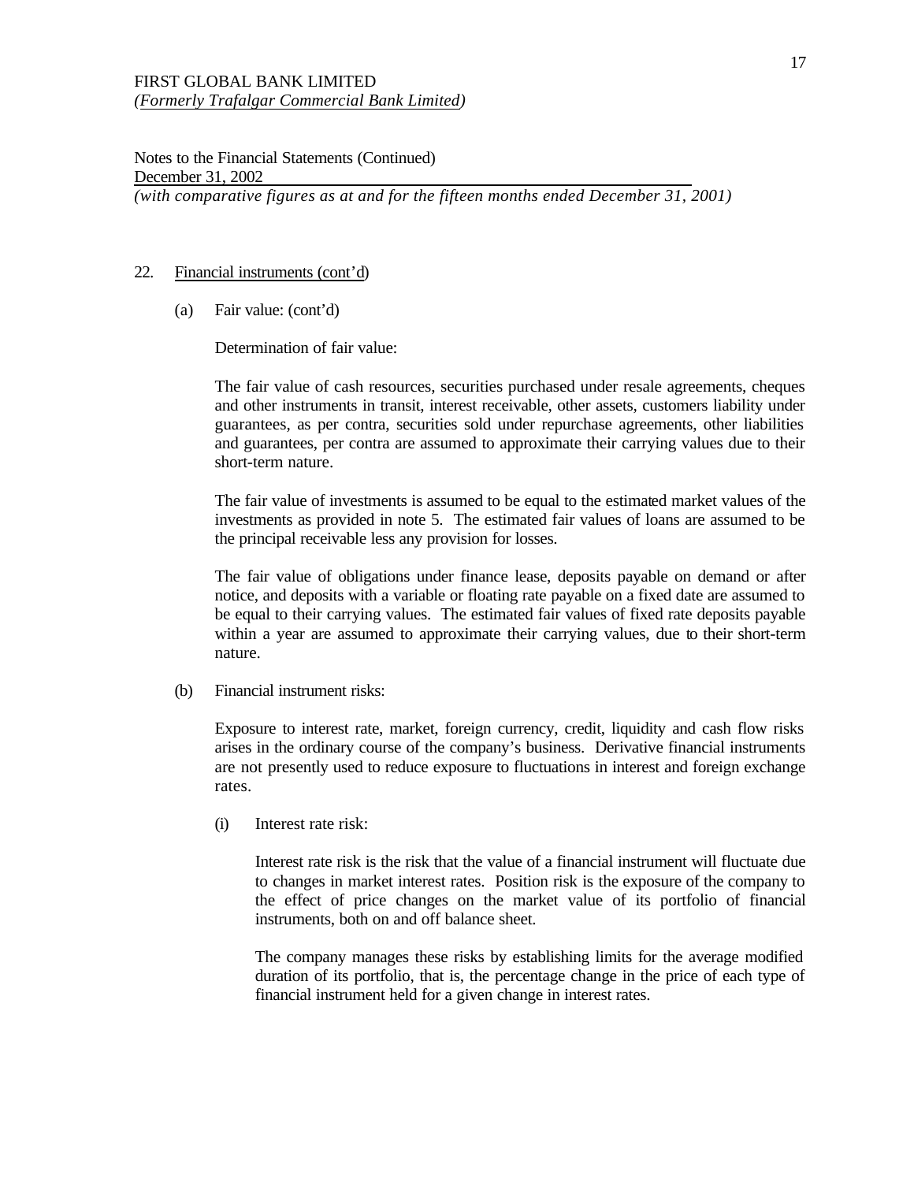FIRST GLOBAL BANK LIMITED
*(Formerly Trafalgar Commercial Bank Limited)*

Notes to the Financial Statements (Continued)
December 31, 2002
*(with comparative figures as at and for the fifteen months ended December 31, 2001)*

22. Financial instruments (cont'd)

(a) Fair value: (cont'd)

Determination of fair value:

The fair value of cash resources, securities purchased under resale agreements, cheques and other instruments in transit, interest receivable, other assets, customers liability under guarantees, as per contra, securities sold under repurchase agreements, other liabilities and guarantees, per contra are assumed to approximate their carrying values due to their short-term nature.

The fair value of investments is assumed to be equal to the estimated market values of the investments as provided in note 5. The estimated fair values of loans are assumed to be the principal receivable less any provision for losses.

The fair value of obligations under finance lease, deposits payable on demand or after notice, and deposits with a variable or floating rate payable on a fixed date are assumed to be equal to their carrying values. The estimated fair values of fixed rate deposits payable within a year are assumed to approximate their carrying values, due to their short-term nature.

(b) Financial instrument risks:

Exposure to interest rate, market, foreign currency, credit, liquidity and cash flow risks arises in the ordinary course of the company's business. Derivative financial instruments are not presently used to reduce exposure to fluctuations in interest and foreign exchange rates.

(i) Interest rate risk:

Interest rate risk is the risk that the value of a financial instrument will fluctuate due to changes in market interest rates. Position risk is the exposure of the company to the effect of price changes on the market value of its portfolio of financial instruments, both on and off balance sheet.

The company manages these risks by establishing limits for the average modified duration of its portfolio, that is, the percentage change in the price of each type of financial instrument held for a given change in interest rates.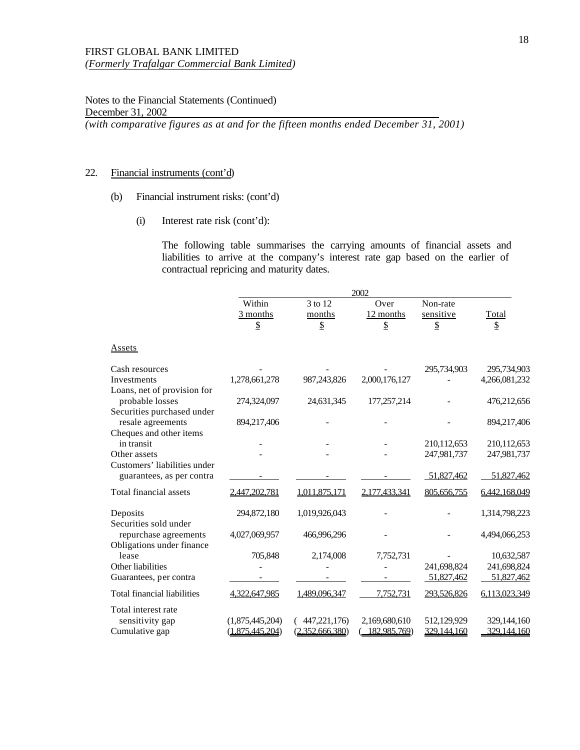FIRST GLOBAL BANK LIMITED
*(Formerly Trafalgar Commercial Bank Limited)*

Notes to the Financial Statements (Continued)
December 31, 2002
*(with comparative figures as at and for the fifteen months ended December 31, 2001)*

22. Financial instruments (cont'd)

(b) Financial instrument risks: (cont'd)

(i) Interest rate risk (cont'd):

The following table summarises the carrying amounts of financial assets and liabilities to arrive at the company's interest rate gap based on the earlier of contractual repricing and maturity dates.

| | 2002 | | | | |
|---|---|---|---|---|---|
| | Within 3 months $ | 3 to 12 months $ | Over 12 months $ | Non-rate sensitive $ | Total $ |
| **Assets** | | | | | |
| Cash resources | - | - | - | 295,734,903 | 295,734,903 |
| Investments | 1,278,661,278 | 987,243,826 | 2,000,176,127 | - | 4,266,081,232 |
| Loans, net of provision for probable losses | 274,324,097 | 24,631,345 | 177,257,214 | - | 476,212,656 |
| Securities purchased under resale agreements | 894,217,406 | - | - | - | 894,217,406 |
| Cheques and other items in transit | - | - | - | 210,112,653 | 210,112,653 |
| Other assets | - | - | - | 247,981,737 | 247,981,737 |
| Customers' liabilities under guarantees, as per contra | - | - | - | 51,827,462 | 51,827,462 |
| Total financial assets | 2,447,202,781 | 1,011,875,171 | 2,177,433,341 | 805,656,755 | 6,442,168,049 |
| Deposits | 294,872,180 | 1,019,926,043 | - | - | 1,314,798,223 |
| Securities sold under repurchase agreements | 4,027,069,957 | 466,996,296 | - | - | 4,494,066,253 |
| Obligations under finance lease | 705,848 | 2,174,008 | 7,752,731 | - | 10,632,587 |
| Other liabilities | - | - | - | 241,698,824 | 241,698,824 |
| Guarantees, per contra | - | - | - | 51,827,462 | 51,827,462 |
| Total financial liabilities | 4,322,647,985 | 1,489,096,347 | 7,752,731 | 293,526,826 | 6,113,023,349 |
| Total interest rate sensitivity gap | (1,875,445,204) | ( 447,221,176) | 2,169,680,610 | 512,129,929 | 329,144,160 |
| Cumulative gap | (1,875,445,204) | (2,352,666,380) | ( 182,985,769) | 329,144,160 | 329,144,160 |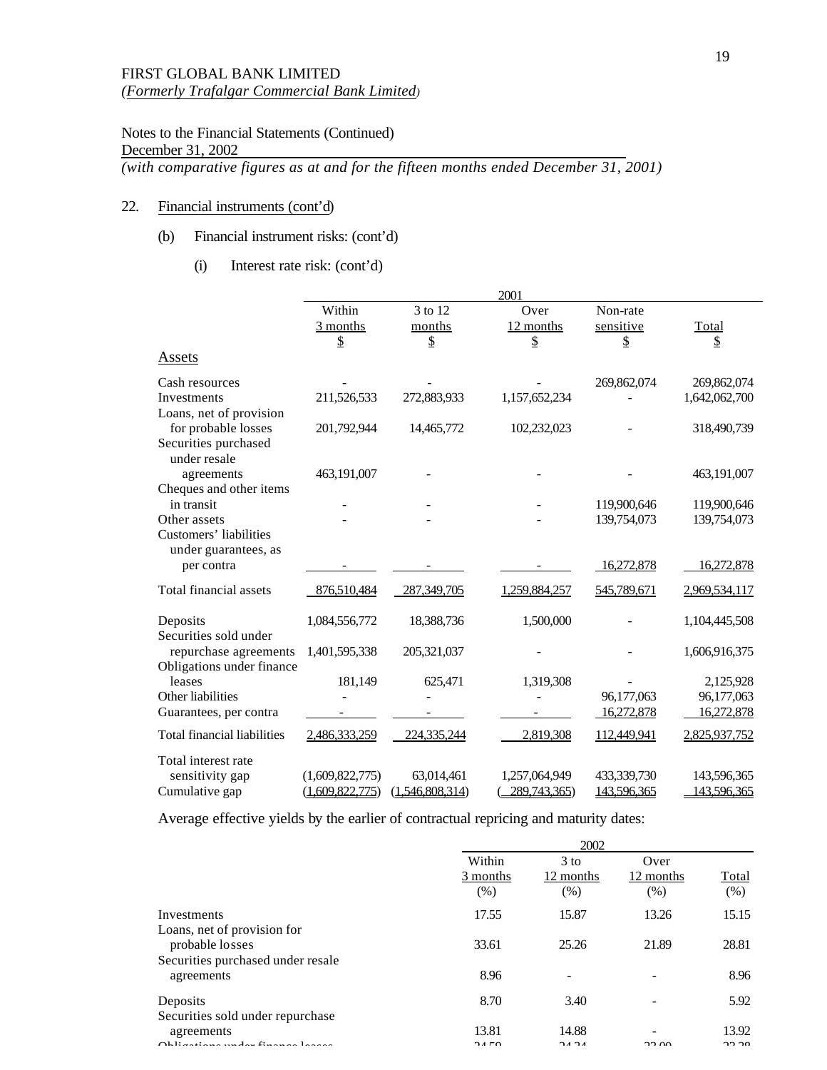FIRST GLOBAL BANK LIMITED
*(Formerly Trafalgar Commercial Bank Limited)*

Notes to the Financial Statements (Continued)
December 31, 2002
*(with comparative figures as at and for the fifteen months ended December 31, 2001)*

22. Financial instruments (cont'd)

(b) Financial instrument risks: (cont'd)

(i) Interest rate risk: (cont'd)

| | 2001 | | | | |
|---|---|---|---|---|---|
| | Within 3 months $ | 3 to 12 months $ | Over 12 months $ | Non-rate sensitive $ | Total $ |
| **Assets** | | | | | |
| Cash resources | - | - | - | 269,862,074 | 269,862,074 |
| Investments | 211,526,533 | 272,883,933 | 1,157,652,234 | - | 1,642,062,700 |
| Loans, net of provision for probable losses | 201,792,944 | 14,465,772 | 102,232,023 | - | 318,490,739 |
| Securities purchased under resale agreements | 463,191,007 | - | - | - | 463,191,007 |
| Cheques and other items in transit | - | - | - | 119,900,646 | 119,900,646 |
| Other assets | - | - | - | 139,754,073 | 139,754,073 |
| Customers' liabilities under guarantees, as per contra | - | - | - | 16,272,878 | 16,272,878 |
| Total financial assets | 876,510,484 | 287,349,705 | 1,259,884,257 | 545,789,671 | 2,969,534,117 |
| Deposits | 1,084,556,772 | 18,388,736 | 1,500,000 | - | 1,104,445,508 |
| Securities sold under repurchase agreements | 1,401,595,338 | 205,321,037 | - | - | 1,606,916,375 |
| Obligations under finance leases | 181,149 | 625,471 | 1,319,308 | - | 2,125,928 |
| Other liabilities | - | - | - | 96,177,063 | 96,177,063 |
| Guarantees, per contra | - | - | - | 16,272,878 | 16,272,878 |
| Total financial liabilities | 2,486,333,259 | 224,335,244 | 2,819,308 | 112,449,941 | 2,825,937,752 |
| Total interest rate sensitivity gap | (1,609,822,775) | 63,014,461 | 1,257,064,949 | 433,339,730 | 143,596,365 |
| Cumulative gap | (1,609,822,775) | (1,546,808,314) | (289,743,365) | 143,596,365 | 143,596,365 |

Average effective yields by the earlier of contractual repricing and maturity dates:

| | 2002 | | | |
|---|---|---|---|---|
| | Within 3 months (%) | 3 to 12 months (%) | Over 12 months (%) | Total (%) |
| Investments | 17.55 | 15.87 | 13.26 | 15.15 |
| Loans, net of provision for probable losses | 33.61 | 25.26 | 21.89 | 28.81 |
| Securities purchased under resale agreements | 8.96 | - | - | 8.96 |
| Deposits | 8.70 | 3.40 | - | 5.92 |
| Securities sold under repurchase agreements | 13.81 | 14.88 | - | 13.92 |
| Obligations under finance leases | 24.50 | 24.24 | 23.00 | 23.28 |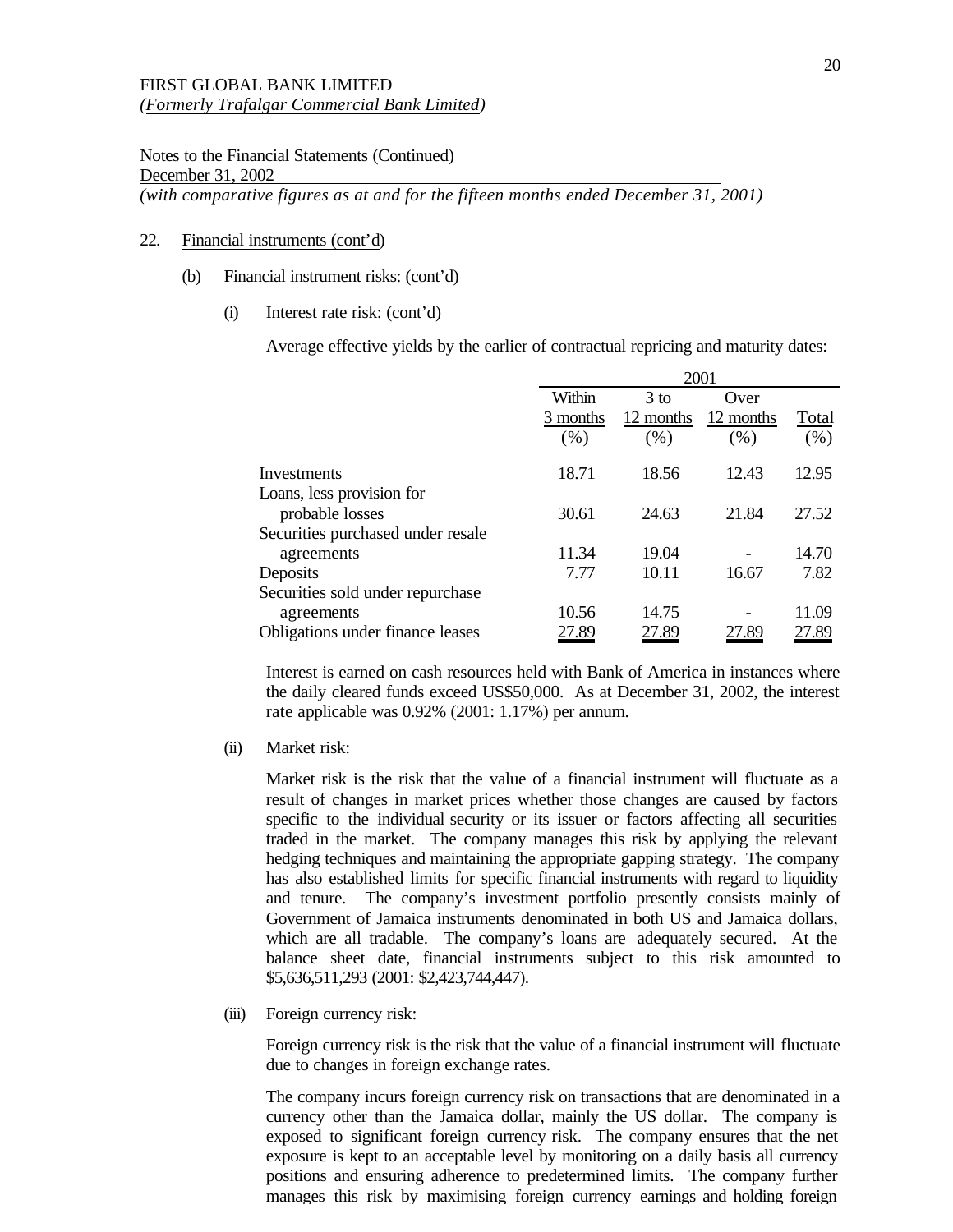FIRST GLOBAL BANK LIMITED
*(Formerly Trafalgar Commercial Bank Limited)*

Notes to the Financial Statements (Continued)
December 31, 2002
*(with comparative figures as at and for the fifteen months ended December 31, 2001)*

22. Financial instruments (cont'd)

(b) Financial instrument risks: (cont'd)

(i) Interest rate risk: (cont'd)

Average effective yields by the earlier of contractual repricing and maturity dates:

| | 2001 | | | |
|---|---|---|---|---|
| | Within 3 months (%) | 3 to 12 months (%) | Over 12 months (%) | Total (%) |
| Investments | 18.71 | 18.56 | 12.43 | 12.95 |
| Loans, less provision for probable losses | 30.61 | 24.63 | 21.84 | 27.52 |
| Securities purchased under resale agreements | 11.34 | 19.04 | - | 14.70 |
| Deposits | 7.77 | 10.11 | 16.67 | 7.82 |
| Securities sold under repurchase agreements | 10.56 | 14.75 | - | 11.09 |
| Obligations under finance leases | 27.89 | 27.89 | 27.89 | 27.89 |

Interest is earned on cash resources held with Bank of America in instances where the daily cleared funds exceed US$50,000. As at December 31, 2002, the interest rate applicable was 0.92% (2001: 1.17%) per annum.

(ii) Market risk:

Market risk is the risk that the value of a financial instrument will fluctuate as a result of changes in market prices whether those changes are caused by factors specific to the individual security or its issuer or factors affecting all securities traded in the market. The company manages this risk by applying the relevant hedging techniques and maintaining the appropriate gapping strategy. The company has also established limits for specific financial instruments with regard to liquidity and tenure. The company's investment portfolio presently consists mainly of Government of Jamaica instruments denominated in both US and Jamaica dollars, which are all tradable. The company's loans are adequately secured. At the balance sheet date, financial instruments subject to this risk amounted to $5,636,511,293 (2001: $2,423,744,447).

(iii) Foreign currency risk:

Foreign currency risk is the risk that the value of a financial instrument will fluctuate due to changes in foreign exchange rates.

The company incurs foreign currency risk on transactions that are denominated in a currency other than the Jamaica dollar, mainly the US dollar. The company is exposed to significant foreign currency risk. The company ensures that the net exposure is kept to an acceptable level by monitoring on a daily basis all currency positions and ensuring adherence to predetermined limits. The company further manages this risk by maximising foreign currency earnings and holding foreign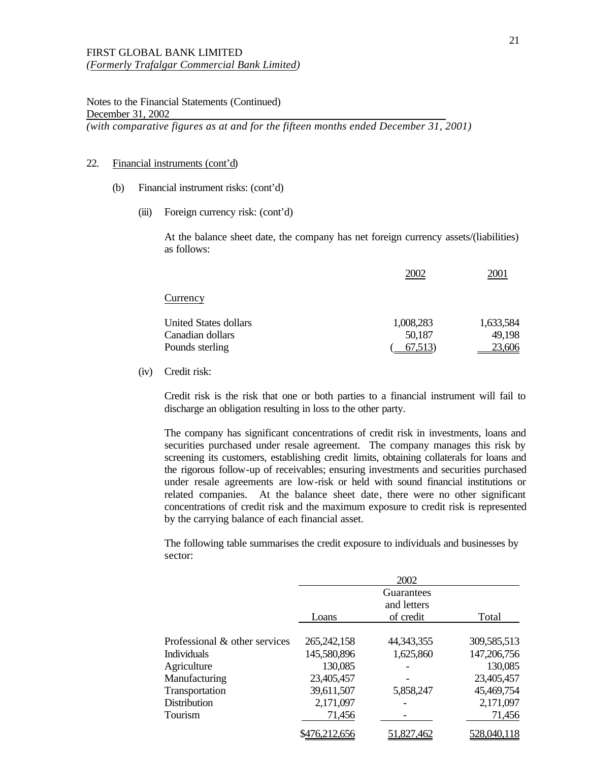FIRST GLOBAL BANK LIMITED
*(Formerly Trafalgar Commercial Bank Limited)*

Notes to the Financial Statements (Continued)
December 31, 2002
*(with comparative figures as at and for the fifteen months ended December 31, 2001)*

22. Financial instruments (cont'd)

(b) Financial instrument risks: (cont'd)

(iii) Foreign currency risk: (cont'd)

At the balance sheet date, the company has net foreign currency assets/(liabilities) as follows:

| Currency | 2002 | 2001 |
|---|---|---|
| United States dollars | 1,008,283 | 1,633,584 |
| Canadian dollars | 50,187 | 49,198 |
| Pounds sterling | ( 67,513) | 23,606 |

(iv) Credit risk:

Credit risk is the risk that one or both parties to a financial instrument will fail to discharge an obligation resulting in loss to the other party.

The company has significant concentrations of credit risk in investments, loans and securities purchased under resale agreement. The company manages this risk by screening its customers, establishing credit limits, obtaining collaterals for loans and the rigorous follow-up of receivables; ensuring investments and securities purchased under resale agreements are low-risk or held with sound financial institutions or related companies. At the balance sheet date, there were no other significant concentrations of credit risk and the maximum exposure to credit risk is represented by the carrying balance of each financial asset.

The following table summarises the credit exposure to individuals and businesses by sector:

| | 2002 | | |
|---|---|---|---|
| | Loans | Guarantees and letters of credit | Total |
| Professional & other services | 265,242,158 | 44,343,355 | 309,585,513 |
| Individuals | 145,580,896 | 1,625,860 | 147,206,756 |
| Agriculture | 130,085 | - | 130,085 |
| Manufacturing | 23,405,457 | - | 23,405,457 |
| Transportation | 39,611,507 | 5,858,247 | 45,469,754 |
| Distribution | 2,171,097 | - | 2,171,097 |
| Tourism | 71,456 | - | 71,456 |
| | $476,212,656 | 51,827,462 | 528,040,118 |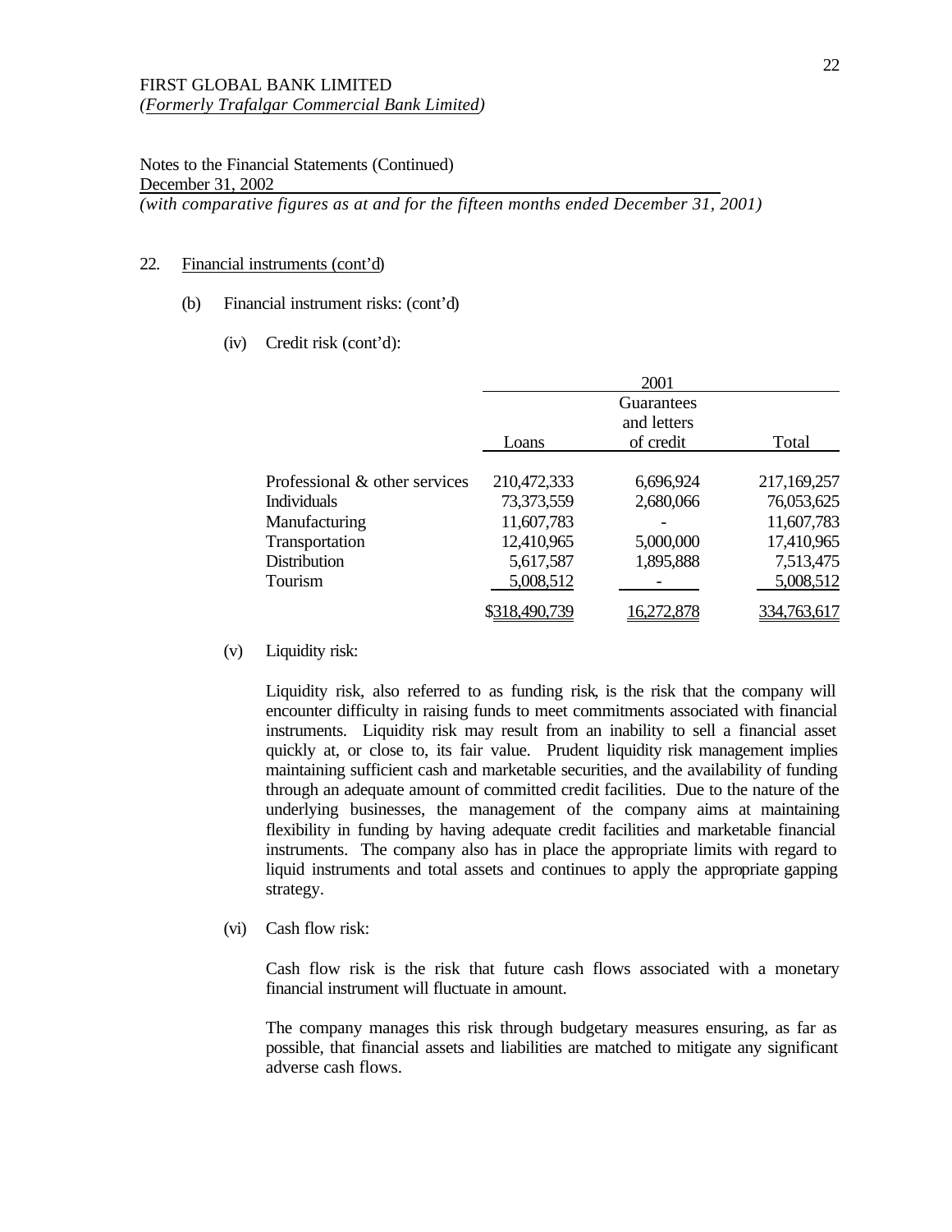FIRST GLOBAL BANK LIMITED
*(Formerly Trafalgar Commercial Bank Limited)*

Notes to the Financial Statements (Continued)
December 31, 2002
*(with comparative figures as at and for the fifteen months ended December 31, 2001)*

22. Financial instruments (cont'd)

(b) Financial instrument risks: (cont'd)

(iv) Credit risk (cont'd):

| | 2001 | | |
|---|---|---|---|
| | Loans | Guarantees and letters of credit | Total |
| Professional & other services | 210,472,333 | 6,696,924 | 217,169,257 |
| Individuals | 73,373,559 | 2,680,066 | 76,053,625 |
| Manufacturing | 11,607,783 | - | 11,607,783 |
| Transportation | 12,410,965 | 5,000,000 | 17,410,965 |
| Distribution | 5,617,587 | 1,895,888 | 7,513,475 |
| Tourism | 5,008,512 | - | 5,008,512 |
| | $318,490,739 | 16,272,878 | 334,763,617 |

(v) Liquidity risk:

Liquidity risk, also referred to as funding risk, is the risk that the company will encounter difficulty in raising funds to meet commitments associated with financial instruments. Liquidity risk may result from an inability to sell a financial asset quickly at, or close to, its fair value. Prudent liquidity risk management implies maintaining sufficient cash and marketable securities, and the availability of funding through an adequate amount of committed credit facilities. Due to the nature of the underlying businesses, the management of the company aims at maintaining flexibility in funding by having adequate credit facilities and marketable financial instruments. The company also has in place the appropriate limits with regard to liquid instruments and total assets and continues to apply the appropriate gapping strategy.

(vi) Cash flow risk:

Cash flow risk is the risk that future cash flows associated with a monetary financial instrument will fluctuate in amount.

The company manages this risk through budgetary measures ensuring, as far as possible, that financial assets and liabilities are matched to mitigate any significant adverse cash flows.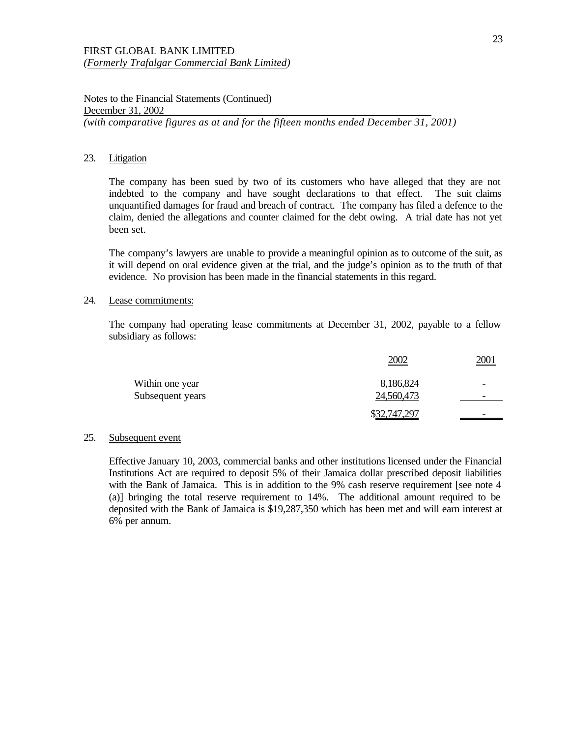FIRST GLOBAL BANK LIMITED
*(Formerly Trafalgar Commercial Bank Limited)*

Notes to the Financial Statements (Continued)
December 31, 2002
*(with comparative figures as at and for the fifteen months ended December 31, 2001)*

## 23. Litigation

The company has been sued by two of its customers who have alleged that they are not indebted to the company and have sought declarations to that effect. The suit claims unquantified damages for fraud and breach of contract. The company has filed a defence to the claim, denied the allegations and counter claimed for the debt owing. A trial date has not yet been set.

The company's lawyers are unable to provide a meaningful opinion as to outcome of the suit, as it will depend on oral evidence given at the trial, and the judge's opinion as to the truth of that evidence. No provision has been made in the financial statements in this regard.

## 24. Lease commitments:

The company had operating lease commitments at December 31, 2002, payable to a fellow subsidiary as follows:

| | 2002 | 2001 |
|---|---|---|
| Within one year | 8,186,824 | - |
| Subsequent years | 24,560,473 | - |
| | $32,747,297 | - |

## 25. Subsequent event

Effective January 10, 2003, commercial banks and other institutions licensed under the Financial Institutions Act are required to deposit 5% of their Jamaica dollar prescribed deposit liabilities with the Bank of Jamaica. This is in addition to the 9% cash reserve requirement [see note 4 (a)] bringing the total reserve requirement to 14%. The additional amount required to be deposited with the Bank of Jamaica is $19,287,350 which has been met and will earn interest at 6% per annum.